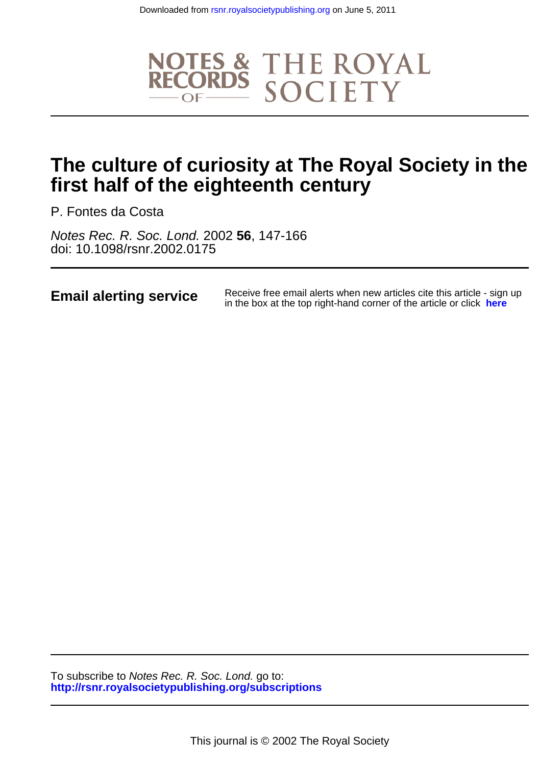# The culture of curiosity at The Royal Society in the first half of the eighteenth century

P. Fontes da Costa

*Notes Rec. R. Soc. Lond.* 2002 **56**, 147-166
doi: 10.1098/rsnr.2002.0175

**Email alerting service** Receive free email alerts when new articles cite this article - sign up in the box at the top right-hand corner of the article or click **here**

To subscribe to *Notes Rec. R. Soc. Lond.* go to:
**http://rsnr.royalsocietypublishing.org/subscriptions**

This journal is © 2002 The Royal Society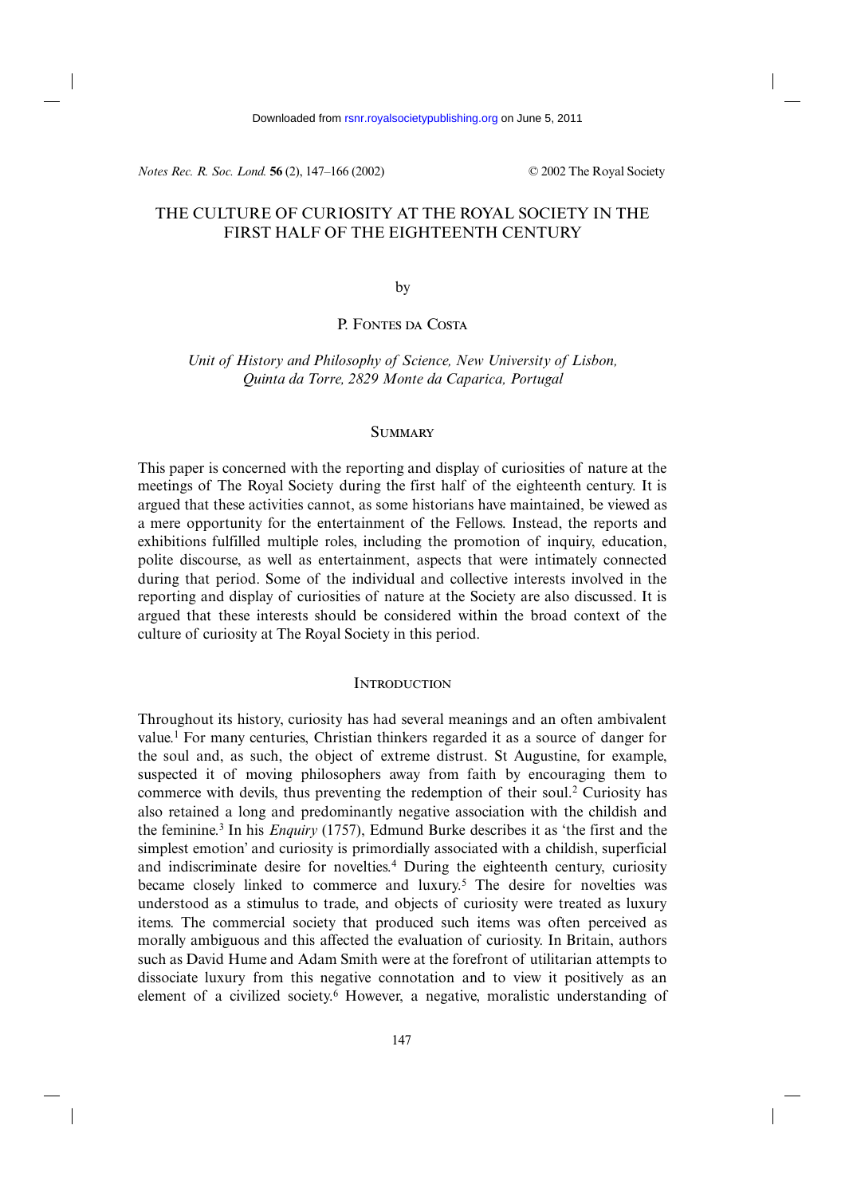# THE CULTURE OF CURIOSITY AT THE ROYAL SOCIETY IN THE FIRST HALF OF THE EIGHTEENTH CENTURY

by

P. Fontes da Costa

*Unit of History and Philosophy of Science, New University of Lisbon, Quinta da Torre, 2829 Monte da Caparica, Portugal*

## Summary

This paper is concerned with the reporting and display of curiosities of nature at the meetings of The Royal Society during the first half of the eighteenth century. It is argued that these activities cannot, as some historians have maintained, be viewed as a mere opportunity for the entertainment of the Fellows. Instead, the reports and exhibitions fulfilled multiple roles, including the promotion of inquiry, education, polite discourse, as well as entertainment, aspects that were intimately connected during that period. Some of the individual and collective interests involved in the reporting and display of curiosities of nature at the Society are also discussed. It is argued that these interests should be considered within the broad context of the culture of curiosity at The Royal Society in this period.

## Introduction

Throughout its history, curiosity has had several meanings and an often ambivalent value.[1] For many centuries, Christian thinkers regarded it as a source of danger for the soul and, as such, the object of extreme distrust. St Augustine, for example, suspected it of moving philosophers away from faith by encouraging them to commerce with devils, thus preventing the redemption of their soul.[2] Curiosity has also retained a long and predominantly negative association with the childish and the feminine.[3] In his *Enquiry* (1757), Edmund Burke describes it as 'the first and the simplest emotion' and curiosity is primordially associated with a childish, superficial and indiscriminate desire for novelties.[4] During the eighteenth century, curiosity became closely linked to commerce and luxury.[5] The desire for novelties was understood as a stimulus to trade, and objects of curiosity were treated as luxury items. The commercial society that produced such items was often perceived as morally ambiguous and this affected the evaluation of curiosity. In Britain, authors such as David Hume and Adam Smith were at the forefront of utilitarian attempts to dissociate luxury from this negative connotation and to view it positively as an element of a civilized society.[6] However, a negative, moralistic understanding of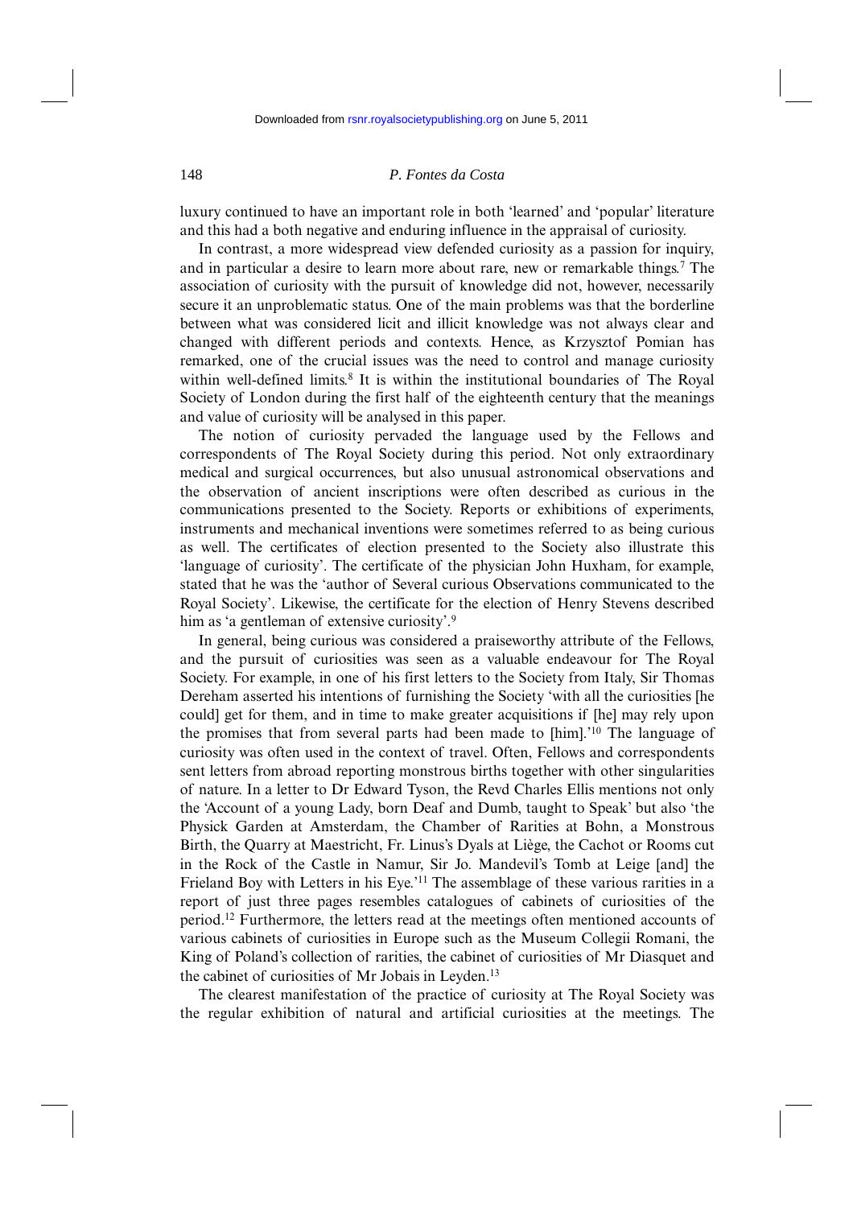luxury continued to have an important role in both 'learned' and 'popular' literature and this had a both negative and enduring influence in the appraisal of curiosity.

In contrast, a more widespread view defended curiosity as a passion for inquiry, and in particular a desire to learn more about rare, new or remarkable things.[7] The association of curiosity with the pursuit of knowledge did not, however, necessarily secure it an unproblematic status. One of the main problems was that the borderline between what was considered licit and illicit knowledge was not always clear and changed with different periods and contexts. Hence, as Krzysztof Pomian has remarked, one of the crucial issues was the need to control and manage curiosity within well-defined limits.[8] It is within the institutional boundaries of The Royal Society of London during the first half of the eighteenth century that the meanings and value of curiosity will be analysed in this paper.

The notion of curiosity pervaded the language used by the Fellows and correspondents of The Royal Society during this period. Not only extraordinary medical and surgical occurrences, but also unusual astronomical observations and the observation of ancient inscriptions were often described as curious in the communications presented to the Society. Reports or exhibitions of experiments, instruments and mechanical inventions were sometimes referred to as being curious as well. The certificates of election presented to the Society also illustrate this 'language of curiosity'. The certificate of the physician John Huxham, for example, stated that he was the 'author of Several curious Observations communicated to the Royal Society'. Likewise, the certificate for the election of Henry Stevens described him as 'a gentleman of extensive curiosity'.[9]

In general, being curious was considered a praiseworthy attribute of the Fellows, and the pursuit of curiosities was seen as a valuable endeavour for The Royal Society. For example, in one of his first letters to the Society from Italy, Sir Thomas Dereham asserted his intentions of furnishing the Society 'with all the curiosities [he could] get for them, and in time to make greater acquisitions if [he] may rely upon the promises that from several parts had been made to [him].'[10] The language of curiosity was often used in the context of travel. Often, Fellows and correspondents sent letters from abroad reporting monstrous births together with other singularities of nature. In a letter to Dr Edward Tyson, the Revd Charles Ellis mentions not only the 'Account of a young Lady, born Deaf and Dumb, taught to Speak' but also 'the Physick Garden at Amsterdam, the Chamber of Rarities at Bohn, a Monstrous Birth, the Quarry at Maestricht, Fr. Linus's Dyals at Liège, the Cachot or Rooms cut in the Rock of the Castle in Namur, Sir Jo. Mandevil's Tomb at Leige [and] the Frieland Boy with Letters in his Eye.'[11] The assemblage of these various rarities in a report of just three pages resembles catalogues of cabinets of curiosities of the period.[12] Furthermore, the letters read at the meetings often mentioned accounts of various cabinets of curiosities in Europe such as the Museum Collegii Romani, the King of Poland's collection of rarities, the cabinet of curiosities of Mr Diasquet and the cabinet of curiosities of Mr Jobais in Leyden.[13]

The clearest manifestation of the practice of curiosity at The Royal Society was the regular exhibition of natural and artificial curiosities at the meetings. The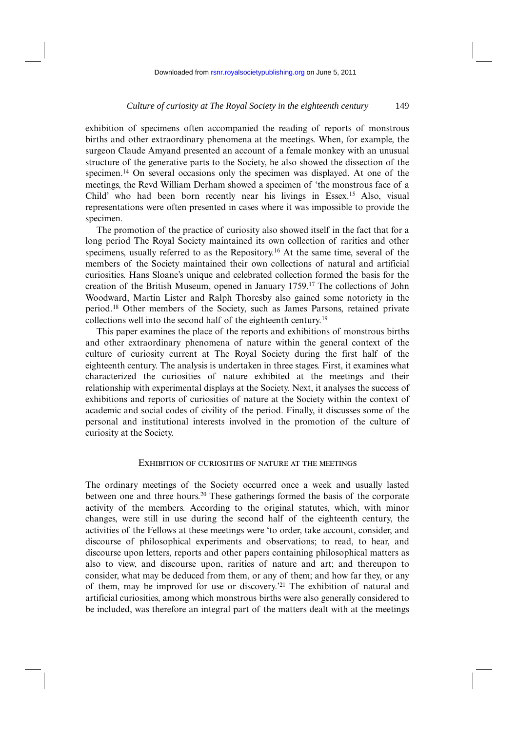exhibition of specimens often accompanied the reading of reports of monstrous births and other extraordinary phenomena at the meetings. When, for example, the surgeon Claude Amyand presented an account of a female monkey with an unusual structure of the generative parts to the Society, he also showed the dissection of the specimen.[14] On several occasions only the specimen was displayed. At one of the meetings, the Revd William Derham showed a specimen of 'the monstrous face of a Child' who had been born recently near his livings in Essex.[15] Also, visual representations were often presented in cases where it was impossible to provide the specimen.

The promotion of the practice of curiosity also showed itself in the fact that for a long period The Royal Society maintained its own collection of rarities and other specimens, usually referred to as the Repository.[16] At the same time, several of the members of the Society maintained their own collections of natural and artificial curiosities. Hans Sloane's unique and celebrated collection formed the basis for the creation of the British Museum, opened in January 1759.[17] The collections of John Woodward, Martin Lister and Ralph Thoresby also gained some notoriety in the period.[18] Other members of the Society, such as James Parsons, retained private collections well into the second half of the eighteenth century.[19]

This paper examines the place of the reports and exhibitions of monstrous births and other extraordinary phenomena of nature within the general context of the culture of curiosity current at The Royal Society during the first half of the eighteenth century. The analysis is undertaken in three stages. First, it examines what characterized the curiosities of nature exhibited at the meetings and their relationship with experimental displays at the Society. Next, it analyses the success of exhibitions and reports of curiosities of nature at the Society within the context of academic and social codes of civility of the period. Finally, it discusses some of the personal and institutional interests involved in the promotion of the culture of curiosity at the Society.

## Exhibition of curiosities of nature at the meetings

The ordinary meetings of the Society occurred once a week and usually lasted between one and three hours.[20] These gatherings formed the basis of the corporate activity of the members. According to the original statutes, which, with minor changes, were still in use during the second half of the eighteenth century, the activities of the Fellows at these meetings were 'to order, take account, consider, and discourse of philosophical experiments and observations; to read, to hear, and discourse upon letters, reports and other papers containing philosophical matters as also to view, and discourse upon, rarities of nature and art; and thereupon to consider, what may be deduced from them, or any of them; and how far they, or any of them, may be improved for use or discovery.'[21] The exhibition of natural and artificial curiosities, among which monstrous births were also generally considered to be included, was therefore an integral part of the matters dealt with at the meetings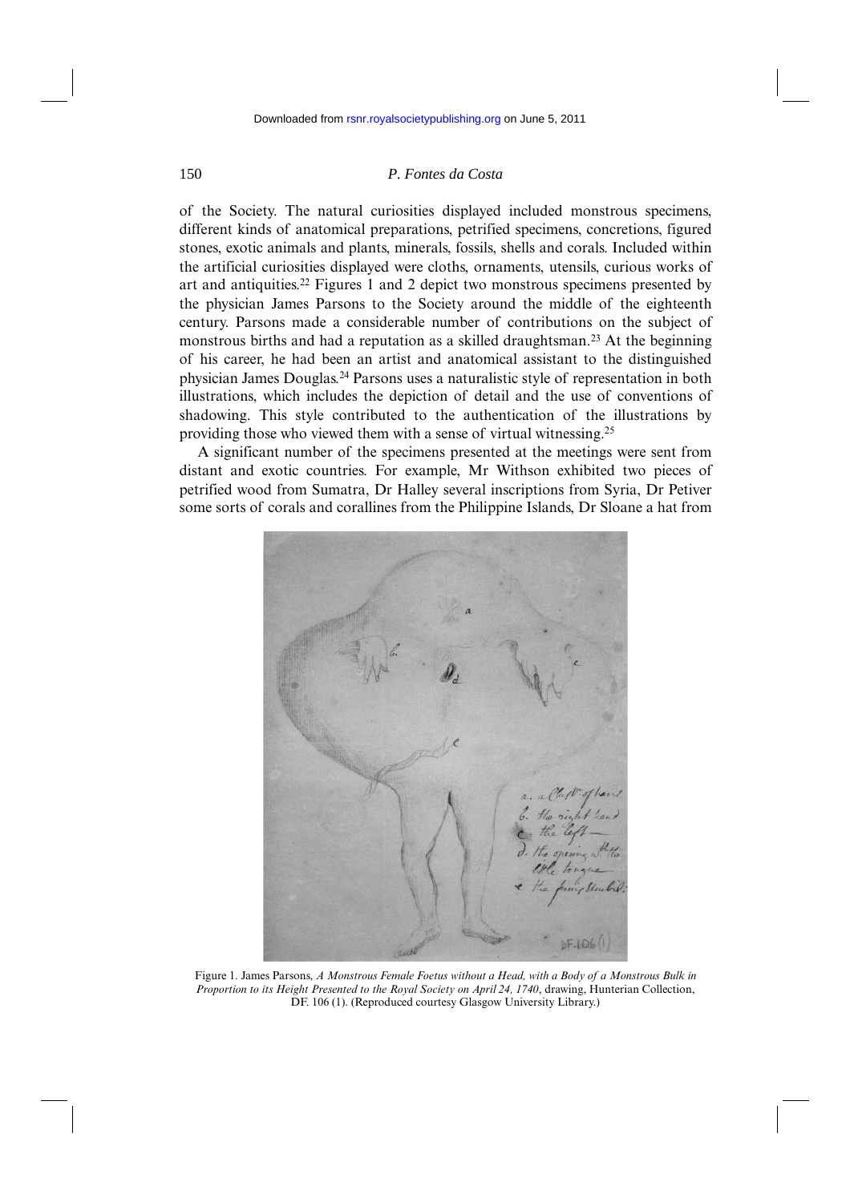of the Society. The natural curiosities displayed included monstrous specimens, different kinds of anatomical preparations, petrified specimens, concretions, figured stones, exotic animals and plants, minerals, fossils, shells and corals. Included within the artificial curiosities displayed were cloths, ornaments, utensils, curious works of art and antiquities.[22] Figures 1 and 2 depict two monstrous specimens presented by the physician James Parsons to the Society around the middle of the eighteenth century. Parsons made a considerable number of contributions on the subject of monstrous births and had a reputation as a skilled draughtsman.[23] At the beginning of his career, he had been an artist and anatomical assistant to the distinguished physician James Douglas.[24] Parsons uses a naturalistic style of representation in both illustrations, which includes the depiction of detail and the use of conventions of shadowing. This style contributed to the authentication of the illustrations by providing those who viewed them with a sense of virtual witnessing.[25]

A significant number of the specimens presented at the meetings were sent from distant and exotic countries. For example, Mr Withson exhibited two pieces of petrified wood from Sumatra, Dr Halley several inscriptions from Syria, Dr Petiver some sorts of corals and corallines from the Philippine Islands, Dr Sloane a hat from

Figure 1. James Parsons, *A Monstrous Female Foetus without a Head, with a Body of a Monstrous Bulk in Proportion to its Height Presented to the Royal Society on April 24, 1740*, drawing, Hunterian Collection, DF. 106 (1). (Reproduced courtesy Glasgow University Library.)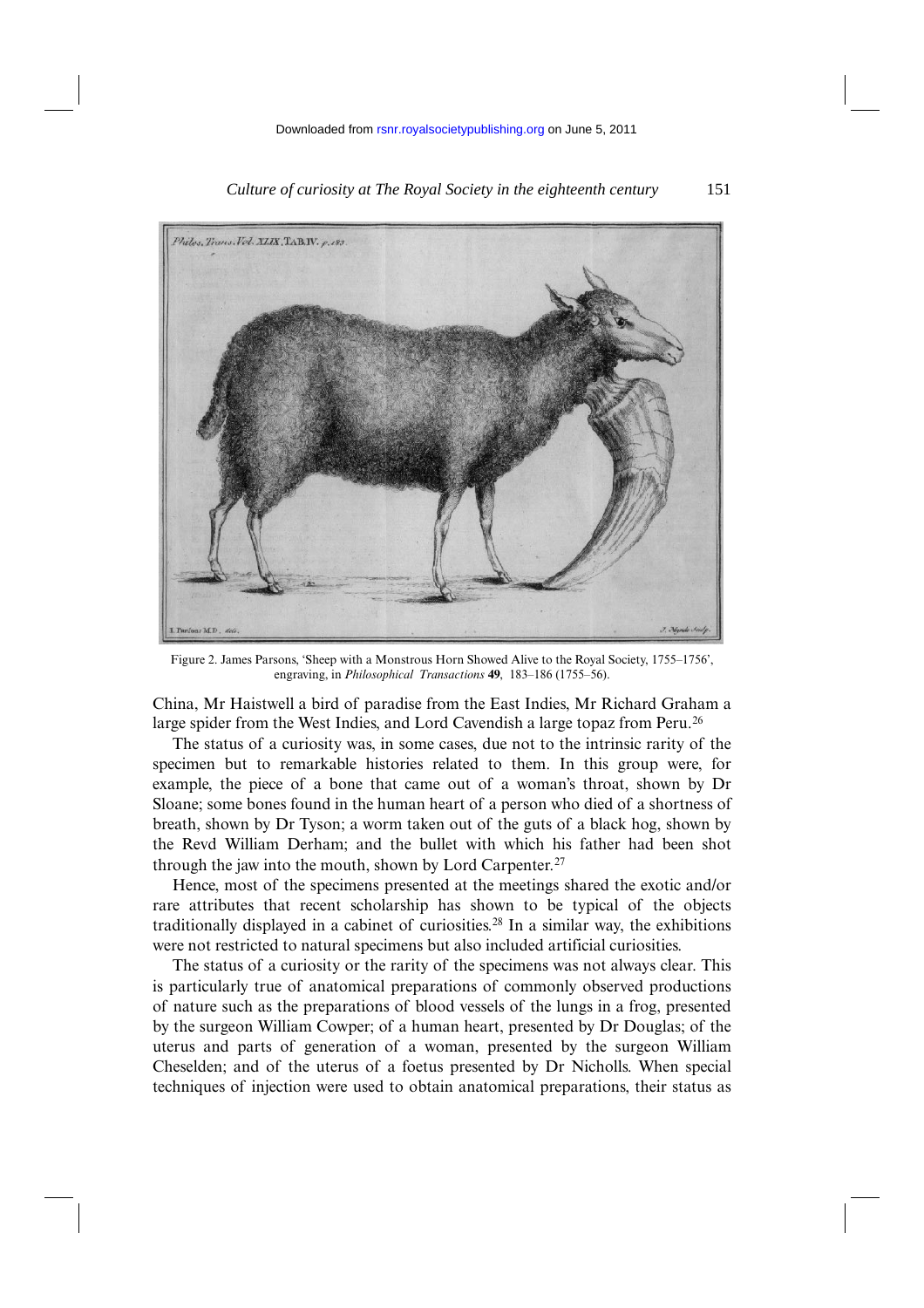Figure 2. James Parsons, 'Sheep with a Monstrous Horn Showed Alive to the Royal Society, 1755–1756', engraving, in *Philosophical Transactions* **49**, 183–186 (1755–56).

China, Mr Haistwell a bird of paradise from the East Indies, Mr Richard Graham a large spider from the West Indies, and Lord Cavendish a large topaz from Peru.[26]

The status of a curiosity was, in some cases, due not to the intrinsic rarity of the specimen but to remarkable histories related to them. In this group were, for example, the piece of a bone that came out of a woman's throat, shown by Dr Sloane; some bones found in the human heart of a person who died of a shortness of breath, shown by Dr Tyson; a worm taken out of the guts of a black hog, shown by the Revd William Derham; and the bullet with which his father had been shot through the jaw into the mouth, shown by Lord Carpenter.[27]

Hence, most of the specimens presented at the meetings shared the exotic and/or rare attributes that recent scholarship has shown to be typical of the objects traditionally displayed in a cabinet of curiosities.[28] In a similar way, the exhibitions were not restricted to natural specimens but also included artificial curiosities.

The status of a curiosity or the rarity of the specimens was not always clear. This is particularly true of anatomical preparations of commonly observed productions of nature such as the preparations of blood vessels of the lungs in a frog, presented by the surgeon William Cowper; of a human heart, presented by Dr Douglas; of the uterus and parts of generation of a woman, presented by the surgeon William Cheselden; and of the uterus of a foetus presented by Dr Nicholls. When special techniques of injection were used to obtain anatomical preparations, their status as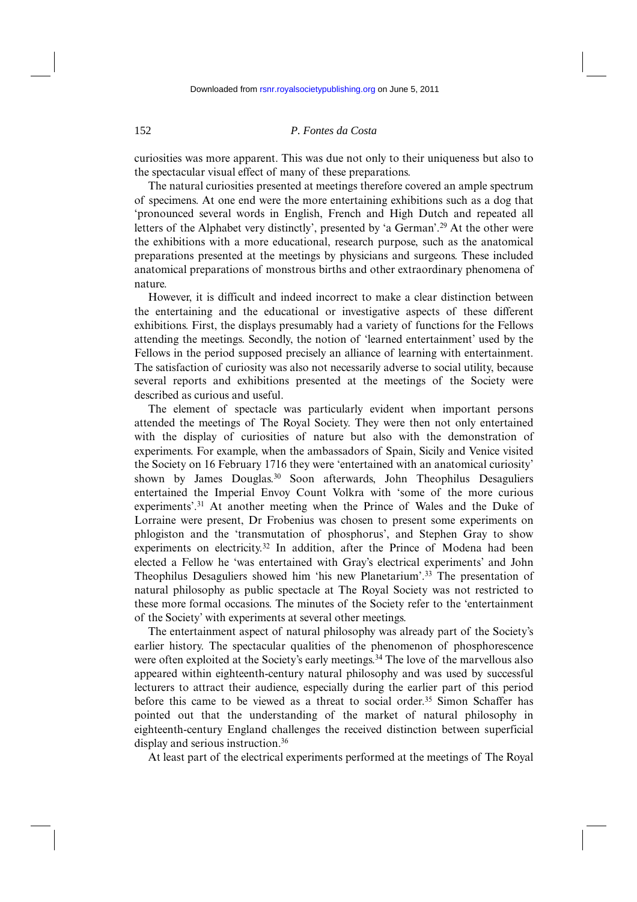curiosities was more apparent. This was due not only to their uniqueness but also to the spectacular visual effect of many of these preparations.

The natural curiosities presented at meetings therefore covered an ample spectrum of specimens. At one end were the more entertaining exhibitions such as a dog that 'pronounced several words in English, French and High Dutch and repeated all letters of the Alphabet very distinctly', presented by 'a German'.[29] At the other were the exhibitions with a more educational, research purpose, such as the anatomical preparations presented at the meetings by physicians and surgeons. These included anatomical preparations of monstrous births and other extraordinary phenomena of nature.

However, it is difficult and indeed incorrect to make a clear distinction between the entertaining and the educational or investigative aspects of these different exhibitions. First, the displays presumably had a variety of functions for the Fellows attending the meetings. Secondly, the notion of 'learned entertainment' used by the Fellows in the period supposed precisely an alliance of learning with entertainment. The satisfaction of curiosity was also not necessarily adverse to social utility, because several reports and exhibitions presented at the meetings of the Society were described as curious and useful.

The element of spectacle was particularly evident when important persons attended the meetings of The Royal Society. They were then not only entertained with the display of curiosities of nature but also with the demonstration of experiments. For example, when the ambassadors of Spain, Sicily and Venice visited the Society on 16 February 1716 they were 'entertained with an anatomical curiosity' shown by James Douglas.[30] Soon afterwards, John Theophilus Desaguliers entertained the Imperial Envoy Count Volkra with 'some of the more curious experiments'.[31] At another meeting when the Prince of Wales and the Duke of Lorraine were present, Dr Frobenius was chosen to present some experiments on phlogiston and the 'transmutation of phosphorus', and Stephen Gray to show experiments on electricity.[32] In addition, after the Prince of Modena had been elected a Fellow he 'was entertained with Gray's electrical experiments' and John Theophilus Desaguliers showed him 'his new Planetarium'.[33] The presentation of natural philosophy as public spectacle at The Royal Society was not restricted to these more formal occasions. The minutes of the Society refer to the 'entertainment of the Society' with experiments at several other meetings.

The entertainment aspect of natural philosophy was already part of the Society's earlier history. The spectacular qualities of the phenomenon of phosphorescence were often exploited at the Society's early meetings.[34] The love of the marvellous also appeared within eighteenth-century natural philosophy and was used by successful lecturers to attract their audience, especially during the earlier part of this period before this came to be viewed as a threat to social order.[35] Simon Schaffer has pointed out that the understanding of the market of natural philosophy in eighteenth-century England challenges the received distinction between superficial display and serious instruction.[36]

At least part of the electrical experiments performed at the meetings of The Royal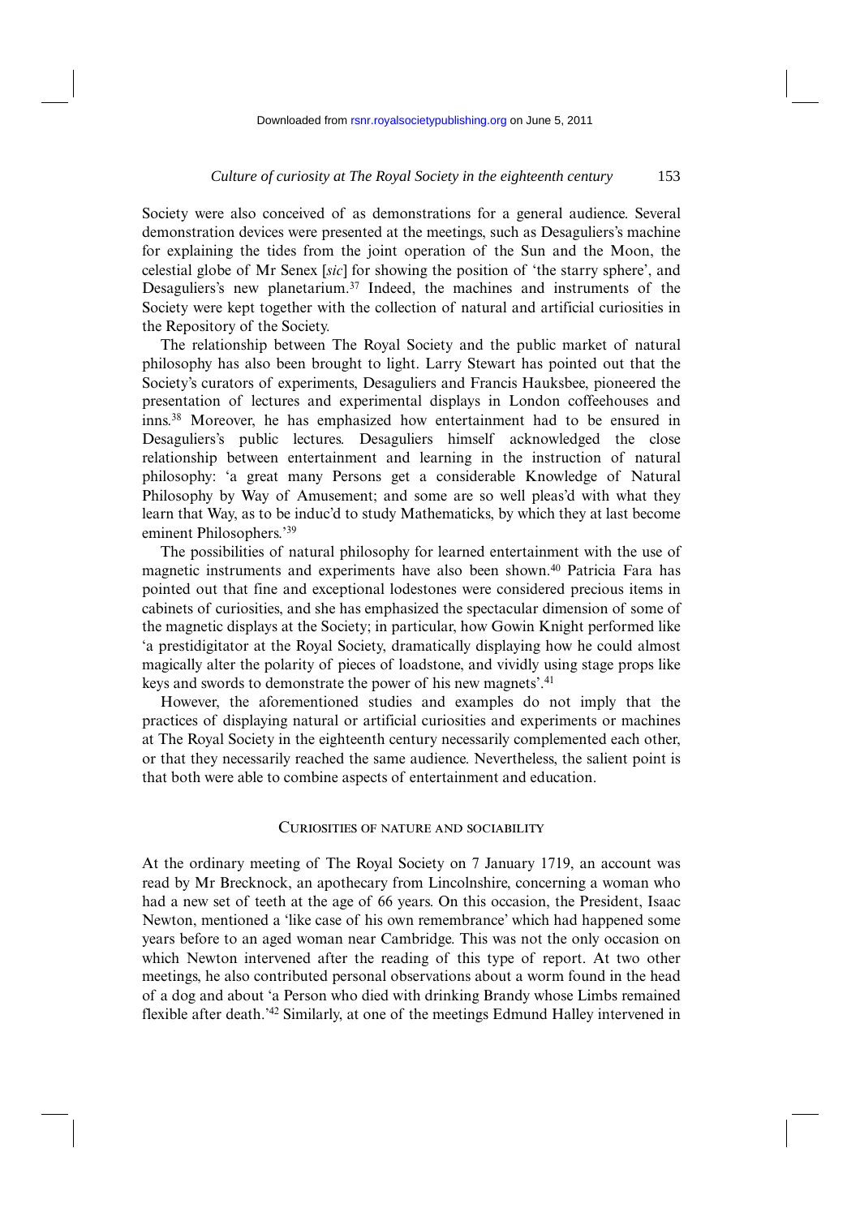Society were also conceived of as demonstrations for a general audience. Several demonstration devices were presented at the meetings, such as Desaguliers's machine for explaining the tides from the joint operation of the Sun and the Moon, the celestial globe of Mr Senex [*sic*] for showing the position of 'the starry sphere', and Desaguliers's new planetarium.[37] Indeed, the machines and instruments of the Society were kept together with the collection of natural and artificial curiosities in the Repository of the Society.

The relationship between The Royal Society and the public market of natural philosophy has also been brought to light. Larry Stewart has pointed out that the Society's curators of experiments, Desaguliers and Francis Hauksbee, pioneered the presentation of lectures and experimental displays in London coffeehouses and inns.[38] Moreover, he has emphasized how entertainment had to be ensured in Desaguliers's public lectures. Desaguliers himself acknowledged the close relationship between entertainment and learning in the instruction of natural philosophy: 'a great many Persons get a considerable Knowledge of Natural Philosophy by Way of Amusement; and some are so well pleas'd with what they learn that Way, as to be induc'd to study Mathematicks, by which they at last become eminent Philosophers.'[39]

The possibilities of natural philosophy for learned entertainment with the use of magnetic instruments and experiments have also been shown.[40] Patricia Fara has pointed out that fine and exceptional lodestones were considered precious items in cabinets of curiosities, and she has emphasized the spectacular dimension of some of the magnetic displays at the Society; in particular, how Gowin Knight performed like 'a prestidigitator at the Royal Society, dramatically displaying how he could almost magically alter the polarity of pieces of loadstone, and vividly using stage props like keys and swords to demonstrate the power of his new magnets'.[41]

However, the aforementioned studies and examples do not imply that the practices of displaying natural or artificial curiosities and experiments or machines at The Royal Society in the eighteenth century necessarily complemented each other, or that they necessarily reached the same audience. Nevertheless, the salient point is that both were able to combine aspects of entertainment and education.

## Curiosities of nature and sociability

At the ordinary meeting of The Royal Society on 7 January 1719, an account was read by Mr Brecknock, an apothecary from Lincolnshire, concerning a woman who had a new set of teeth at the age of 66 years. On this occasion, the President, Isaac Newton, mentioned a 'like case of his own remembrance' which had happened some years before to an aged woman near Cambridge. This was not the only occasion on which Newton intervened after the reading of this type of report. At two other meetings, he also contributed personal observations about a worm found in the head of a dog and about 'a Person who died with drinking Brandy whose Limbs remained flexible after death.'[42] Similarly, at one of the meetings Edmund Halley intervened in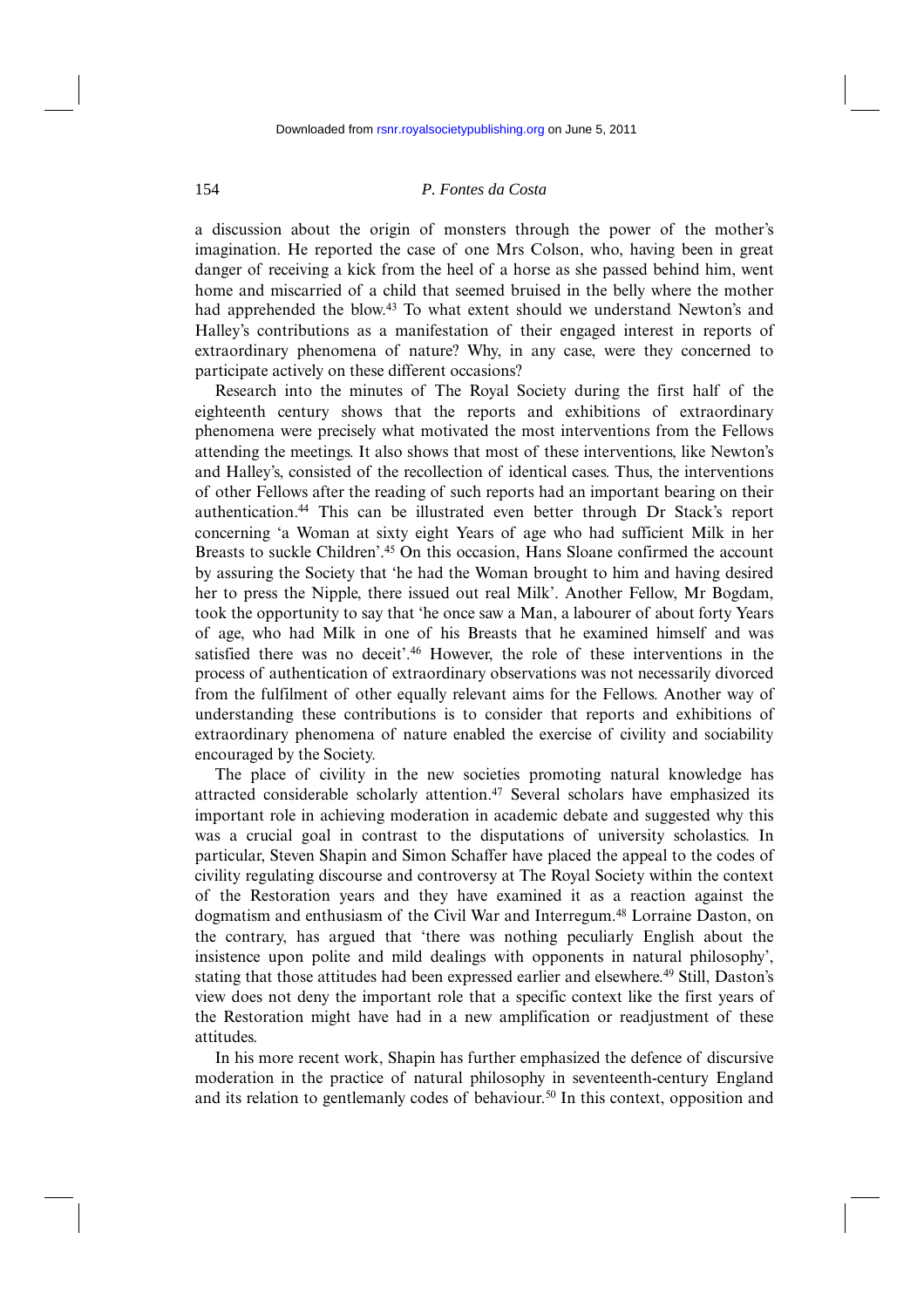a discussion about the origin of monsters through the power of the mother's imagination. He reported the case of one Mrs Colson, who, having been in great danger of receiving a kick from the heel of a horse as she passed behind him, went home and miscarried of a child that seemed bruised in the belly where the mother had apprehended the blow.[43] To what extent should we understand Newton's and Halley's contributions as a manifestation of their engaged interest in reports of extraordinary phenomena of nature? Why, in any case, were they concerned to participate actively on these different occasions?

Research into the minutes of The Royal Society during the first half of the eighteenth century shows that the reports and exhibitions of extraordinary phenomena were precisely what motivated the most interventions from the Fellows attending the meetings. It also shows that most of these interventions, like Newton's and Halley's, consisted of the recollection of identical cases. Thus, the interventions of other Fellows after the reading of such reports had an important bearing on their authentication.[44] This can be illustrated even better through Dr Stack's report concerning 'a Woman at sixty eight Years of age who had sufficient Milk in her Breasts to suckle Children'.[45] On this occasion, Hans Sloane confirmed the account by assuring the Society that 'he had the Woman brought to him and having desired her to press the Nipple, there issued out real Milk'. Another Fellow, Mr Bogdam, took the opportunity to say that 'he once saw a Man, a labourer of about forty Years of age, who had Milk in one of his Breasts that he examined himself and was satisfied there was no deceit'.[46] However, the role of these interventions in the process of authentication of extraordinary observations was not necessarily divorced from the fulfilment of other equally relevant aims for the Fellows. Another way of understanding these contributions is to consider that reports and exhibitions of extraordinary phenomena of nature enabled the exercise of civility and sociability encouraged by the Society.

The place of civility in the new societies promoting natural knowledge has attracted considerable scholarly attention.[47] Several scholars have emphasized its important role in achieving moderation in academic debate and suggested why this was a crucial goal in contrast to the disputations of university scholastics. In particular, Steven Shapin and Simon Schaffer have placed the appeal to the codes of civility regulating discourse and controversy at The Royal Society within the context of the Restoration years and they have examined it as a reaction against the dogmatism and enthusiasm of the Civil War and Interregum.[48] Lorraine Daston, on the contrary, has argued that 'there was nothing peculiarly English about the insistence upon polite and mild dealings with opponents in natural philosophy', stating that those attitudes had been expressed earlier and elsewhere.[49] Still, Daston's view does not deny the important role that a specific context like the first years of the Restoration might have had in a new amplification or readjustment of these attitudes.

In his more recent work, Shapin has further emphasized the defence of discursive moderation in the practice of natural philosophy in seventeenth-century England and its relation to gentlemanly codes of behaviour.[50] In this context, opposition and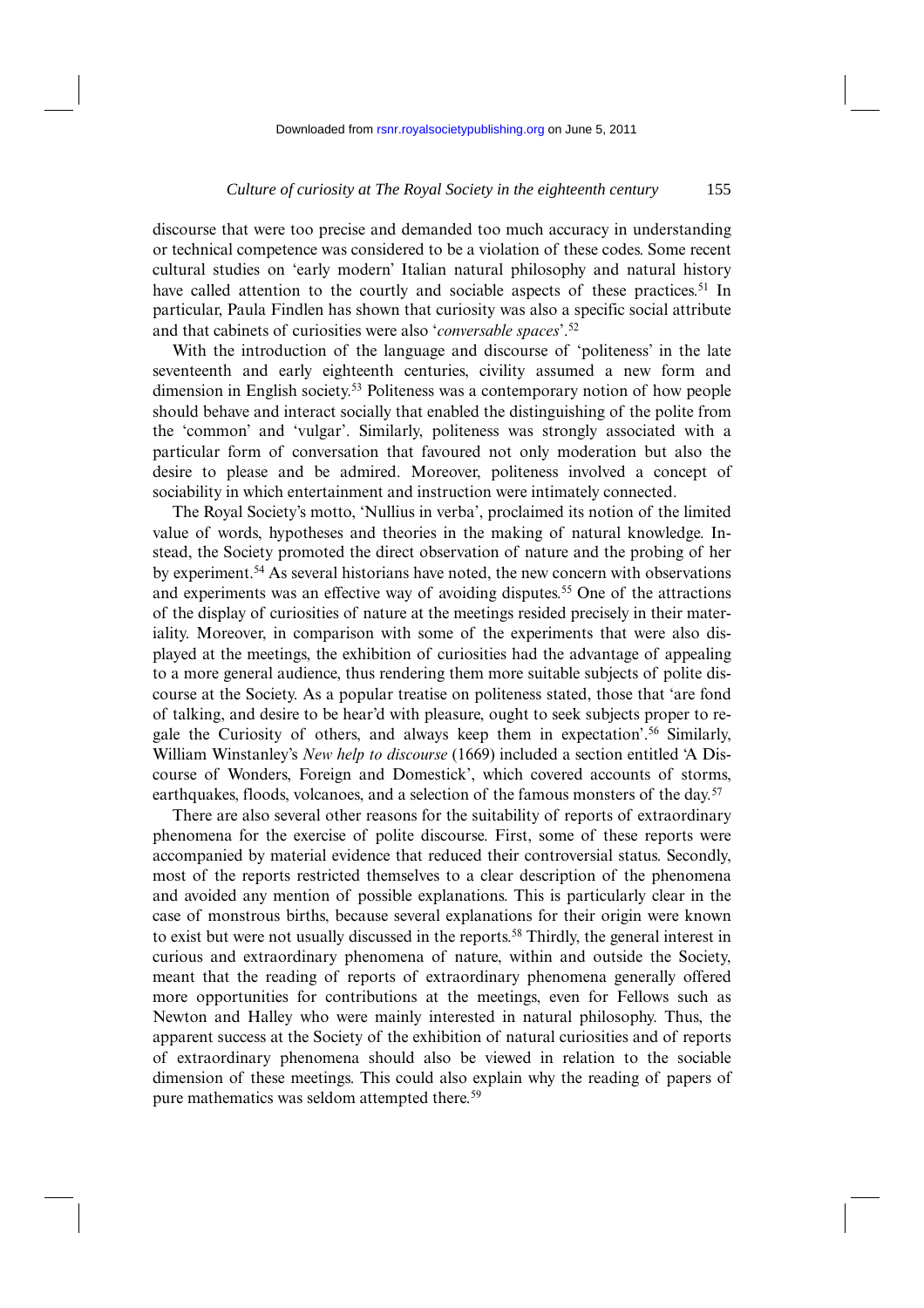discourse that were too precise and demanded too much accuracy in understanding or technical competence was considered to be a violation of these codes. Some recent cultural studies on 'early modern' Italian natural philosophy and natural history have called attention to the courtly and sociable aspects of these practices.[51] In particular, Paula Findlen has shown that curiosity was also a specific social attribute and that cabinets of curiosities were also '*conversable spaces*'.[52]

With the introduction of the language and discourse of 'politeness' in the late seventeenth and early eighteenth centuries, civility assumed a new form and dimension in English society.[53] Politeness was a contemporary notion of how people should behave and interact socially that enabled the distinguishing of the polite from the 'common' and 'vulgar'. Similarly, politeness was strongly associated with a particular form of conversation that favoured not only moderation but also the desire to please and be admired. Moreover, politeness involved a concept of sociability in which entertainment and instruction were intimately connected.

The Royal Society's motto, 'Nullius in verba', proclaimed its notion of the limited value of words, hypotheses and theories in the making of natural knowledge. Instead, the Society promoted the direct observation of nature and the probing of her by experiment.[54] As several historians have noted, the new concern with observations and experiments was an effective way of avoiding disputes.[55] One of the attractions of the display of curiosities of nature at the meetings resided precisely in their materiality. Moreover, in comparison with some of the experiments that were also displayed at the meetings, the exhibition of curiosities had the advantage of appealing to a more general audience, thus rendering them more suitable subjects of polite discourse at the Society. As a popular treatise on politeness stated, those that 'are fond of talking, and desire to be hear'd with pleasure, ought to seek subjects proper to regale the Curiosity of others, and always keep them in expectation'.[56] Similarly, William Winstanley's *New help to discourse* (1669) included a section entitled 'A Discourse of Wonders, Foreign and Domestick', which covered accounts of storms, earthquakes, floods, volcanoes, and a selection of the famous monsters of the day.[57]

There are also several other reasons for the suitability of reports of extraordinary phenomena for the exercise of polite discourse. First, some of these reports were accompanied by material evidence that reduced their controversial status. Secondly, most of the reports restricted themselves to a clear description of the phenomena and avoided any mention of possible explanations. This is particularly clear in the case of monstrous births, because several explanations for their origin were known to exist but were not usually discussed in the reports.[58] Thirdly, the general interest in curious and extraordinary phenomena of nature, within and outside the Society, meant that the reading of reports of extraordinary phenomena generally offered more opportunities for contributions at the meetings, even for Fellows such as Newton and Halley who were mainly interested in natural philosophy. Thus, the apparent success at the Society of the exhibition of natural curiosities and of reports of extraordinary phenomena should also be viewed in relation to the sociable dimension of these meetings. This could also explain why the reading of papers of pure mathematics was seldom attempted there.[59]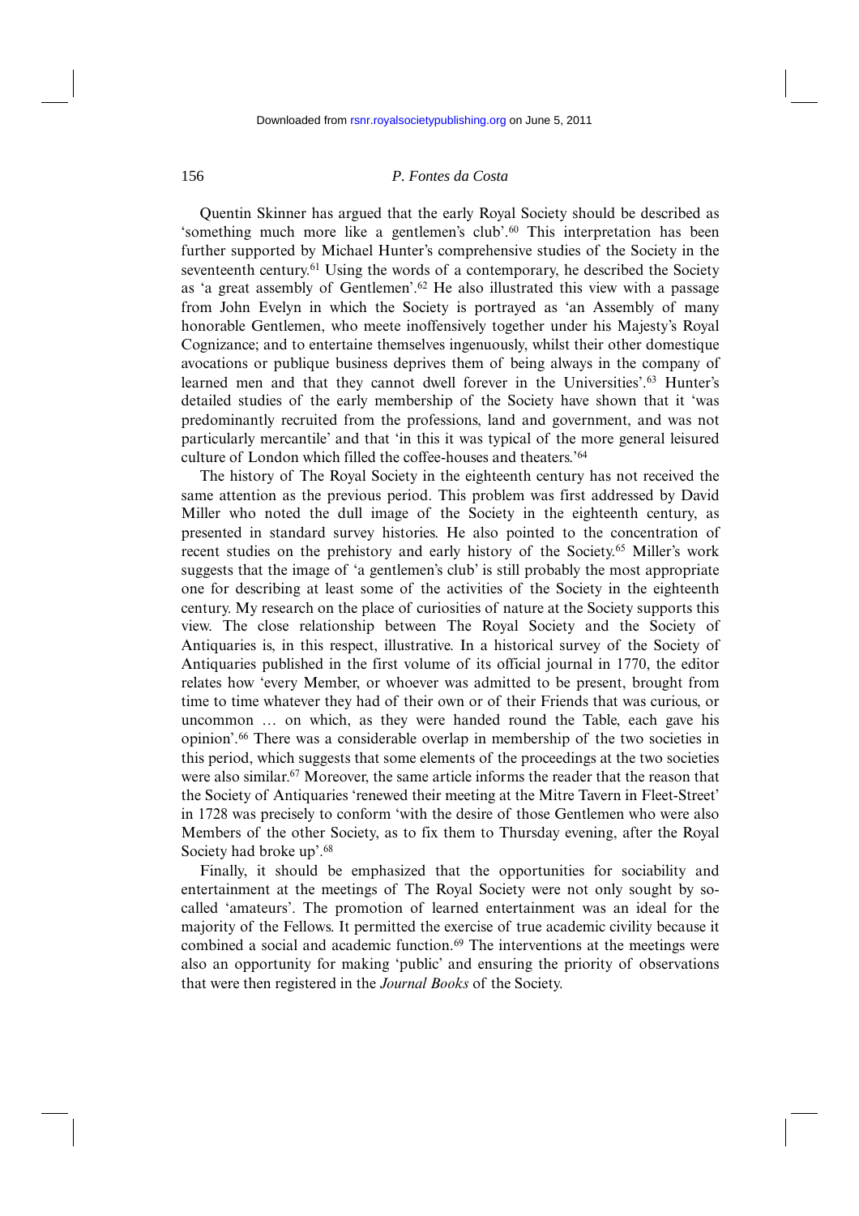Quentin Skinner has argued that the early Royal Society should be described as 'something much more like a gentlemen's club'.[60] This interpretation has been further supported by Michael Hunter's comprehensive studies of the Society in the seventeenth century.[61] Using the words of a contemporary, he described the Society as 'a great assembly of Gentlemen'.[62] He also illustrated this view with a passage from John Evelyn in which the Society is portrayed as 'an Assembly of many honorable Gentlemen, who meete inoffensively together under his Majesty's Royal Cognizance; and to entertaine themselves ingenuously, whilst their other domestique avocations or publique business deprives them of being always in the company of learned men and that they cannot dwell forever in the Universities'.[63] Hunter's detailed studies of the early membership of the Society have shown that it 'was predominantly recruited from the professions, land and government, and was not particularly mercantile' and that 'in this it was typical of the more general leisured culture of London which filled the coffee-houses and theaters.'[64]

The history of The Royal Society in the eighteenth century has not received the same attention as the previous period. This problem was first addressed by David Miller who noted the dull image of the Society in the eighteenth century, as presented in standard survey histories. He also pointed to the concentration of recent studies on the prehistory and early history of the Society.[65] Miller's work suggests that the image of 'a gentlemen's club' is still probably the most appropriate one for describing at least some of the activities of the Society in the eighteenth century. My research on the place of curiosities of nature at the Society supports this view. The close relationship between The Royal Society and the Society of Antiquaries is, in this respect, illustrative. In a historical survey of the Society of Antiquaries published in the first volume of its official journal in 1770, the editor relates how 'every Member, or whoever was admitted to be present, brought from time to time whatever they had of their own or of their Friends that was curious, or uncommon … on which, as they were handed round the Table, each gave his opinion'.[66] There was a considerable overlap in membership of the two societies in this period, which suggests that some elements of the proceedings at the two societies were also similar.[67] Moreover, the same early history informs the reader that the reason that the Society of Antiquaries 'renewed their meeting at the Mitre Tavern in Fleet-Street' in 1728 was precisely to conform 'with the desire of those Gentlemen who were also Members of the other Society, as to fix them to Thursday evening, after the Royal Society had broke up'.[68]

Finally, it should be emphasized that the opportunities for sociability and entertainment at the meetings of The Royal Society were not only sought by so-called 'amateurs'. The promotion of learned entertainment was an ideal for the majority of the Fellows. It permitted the exercise of true academic civility because it combined a social and academic function.[69] The interventions at the meetings were also an opportunity for making 'public' and ensuring the priority of observations that were then registered in the *Journal Books* of the Society.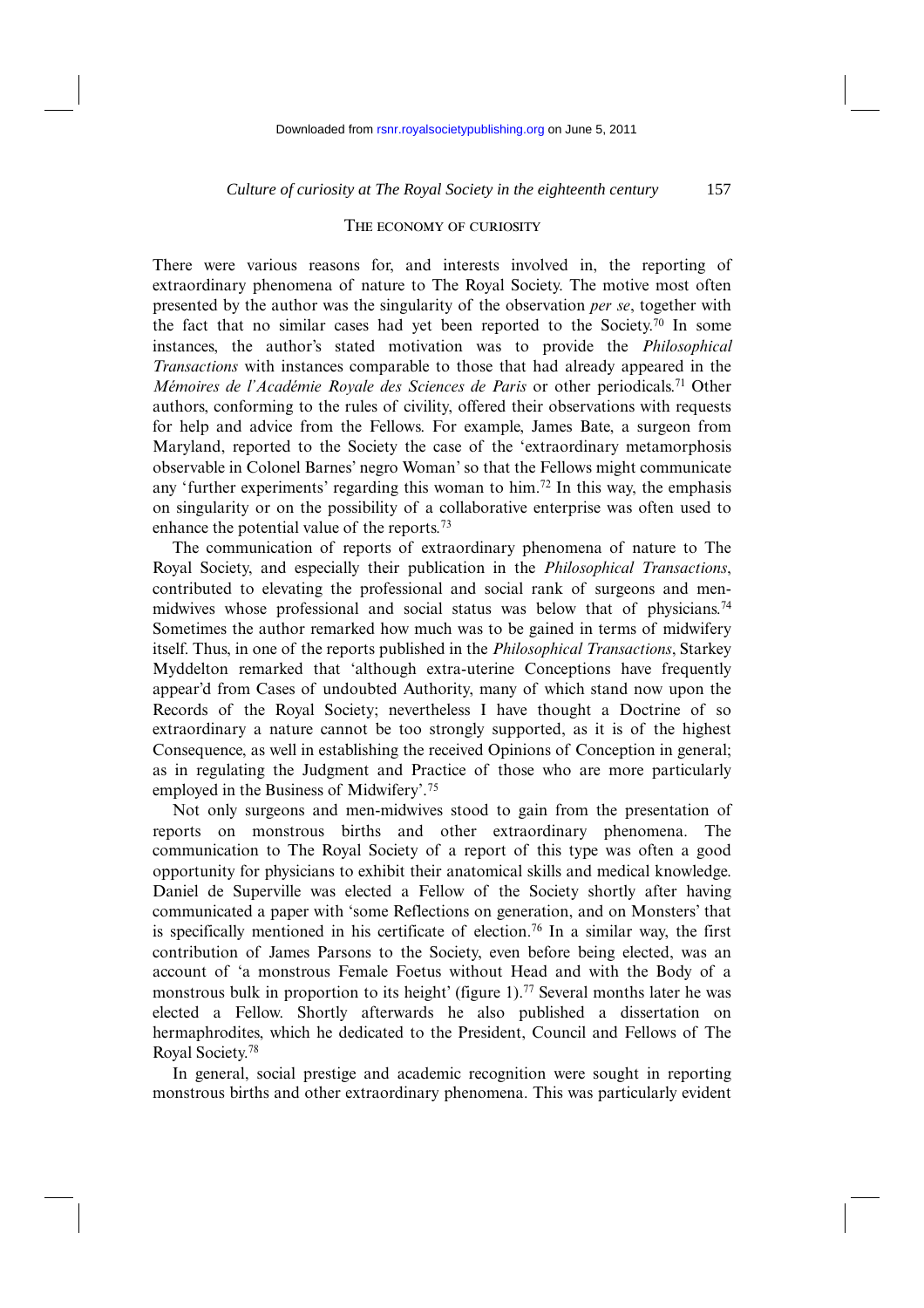## The economy of curiosity

There were various reasons for, and interests involved in, the reporting of extraordinary phenomena of nature to The Royal Society. The motive most often presented by the author was the singularity of the observation *per se*, together with the fact that no similar cases had yet been reported to the Society.[70] In some instances, the author's stated motivation was to provide the *Philosophical Transactions* with instances comparable to those that had already appeared in the *Mémoires de l'Académie Royale des Sciences de Paris* or other periodicals.[71] Other authors, conforming to the rules of civility, offered their observations with requests for help and advice from the Fellows. For example, James Bate, a surgeon from Maryland, reported to the Society the case of the 'extraordinary metamorphosis observable in Colonel Barnes' negro Woman' so that the Fellows might communicate any 'further experiments' regarding this woman to him.[72] In this way, the emphasis on singularity or on the possibility of a collaborative enterprise was often used to enhance the potential value of the reports.[73]

The communication of reports of extraordinary phenomena of nature to The Royal Society, and especially their publication in the *Philosophical Transactions*, contributed to elevating the professional and social rank of surgeons and men-midwives whose professional and social status was below that of physicians.[74] Sometimes the author remarked how much was to be gained in terms of midwifery itself. Thus, in one of the reports published in the *Philosophical Transactions*, Starkey Myddelton remarked that 'although extra-uterine Conceptions have frequently appear'd from Cases of undoubted Authority, many of which stand now upon the Records of the Royal Society; nevertheless I have thought a Doctrine of so extraordinary a nature cannot be too strongly supported, as it is of the highest Consequence, as well in establishing the received Opinions of Conception in general; as in regulating the Judgment and Practice of those who are more particularly employed in the Business of Midwifery'.[75]

Not only surgeons and men-midwives stood to gain from the presentation of reports on monstrous births and other extraordinary phenomena. The communication to The Royal Society of a report of this type was often a good opportunity for physicians to exhibit their anatomical skills and medical knowledge. Daniel de Superville was elected a Fellow of the Society shortly after having communicated a paper with 'some Reflections on generation, and on Monsters' that is specifically mentioned in his certificate of election.[76] In a similar way, the first contribution of James Parsons to the Society, even before being elected, was an account of 'a monstrous Female Foetus without Head and with the Body of a monstrous bulk in proportion to its height' (figure 1).[77] Several months later he was elected a Fellow. Shortly afterwards he also published a dissertation on hermaphrodites, which he dedicated to the President, Council and Fellows of The Royal Society.[78]

In general, social prestige and academic recognition were sought in reporting monstrous births and other extraordinary phenomena. This was particularly evident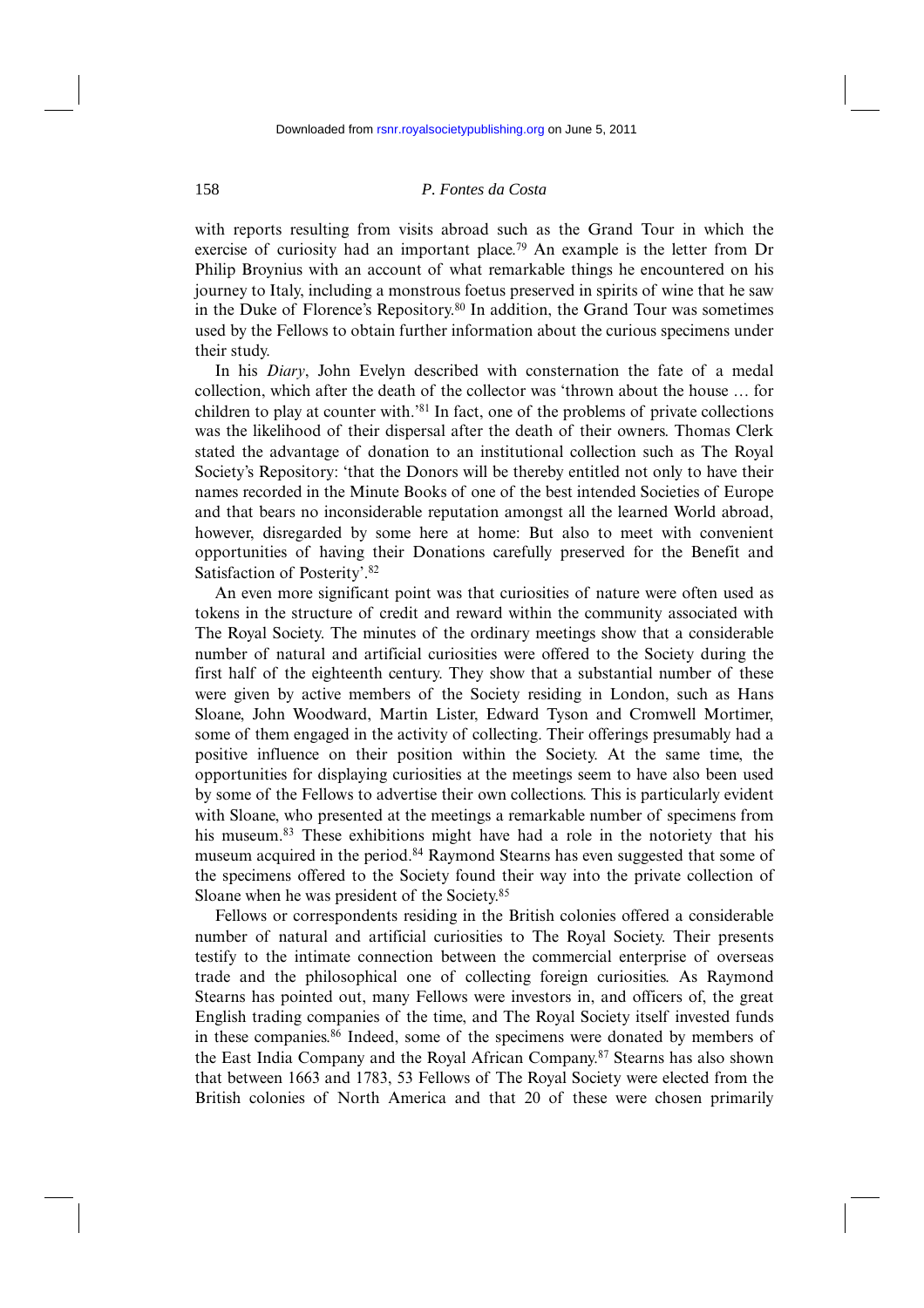with reports resulting from visits abroad such as the Grand Tour in which the exercise of curiosity had an important place.[79] An example is the letter from Dr Philip Broynius with an account of what remarkable things he encountered on his journey to Italy, including a monstrous foetus preserved in spirits of wine that he saw in the Duke of Florence's Repository.[80] In addition, the Grand Tour was sometimes used by the Fellows to obtain further information about the curious specimens under their study.

In his *Diary*, John Evelyn described with consternation the fate of a medal collection, which after the death of the collector was 'thrown about the house … for children to play at counter with.'[81] In fact, one of the problems of private collections was the likelihood of their dispersal after the death of their owners. Thomas Clerk stated the advantage of donation to an institutional collection such as The Royal Society's Repository: 'that the Donors will be thereby entitled not only to have their names recorded in the Minute Books of one of the best intended Societies of Europe and that bears no inconsiderable reputation amongst all the learned World abroad, however, disregarded by some here at home: But also to meet with convenient opportunities of having their Donations carefully preserved for the Benefit and Satisfaction of Posterity'.[82]

An even more significant point was that curiosities of nature were often used as tokens in the structure of credit and reward within the community associated with The Royal Society. The minutes of the ordinary meetings show that a considerable number of natural and artificial curiosities were offered to the Society during the first half of the eighteenth century. They show that a substantial number of these were given by active members of the Society residing in London, such as Hans Sloane, John Woodward, Martin Lister, Edward Tyson and Cromwell Mortimer, some of them engaged in the activity of collecting. Their offerings presumably had a positive influence on their position within the Society. At the same time, the opportunities for displaying curiosities at the meetings seem to have also been used by some of the Fellows to advertise their own collections. This is particularly evident with Sloane, who presented at the meetings a remarkable number of specimens from his museum.[83] These exhibitions might have had a role in the notoriety that his museum acquired in the period.[84] Raymond Stearns has even suggested that some of the specimens offered to the Society found their way into the private collection of Sloane when he was president of the Society.[85]

Fellows or correspondents residing in the British colonies offered a considerable number of natural and artificial curiosities to The Royal Society. Their presents testify to the intimate connection between the commercial enterprise of overseas trade and the philosophical one of collecting foreign curiosities. As Raymond Stearns has pointed out, many Fellows were investors in, and officers of, the great English trading companies of the time, and The Royal Society itself invested funds in these companies.[86] Indeed, some of the specimens were donated by members of the East India Company and the Royal African Company.[87] Stearns has also shown that between 1663 and 1783, 53 Fellows of The Royal Society were elected from the British colonies of North America and that 20 of these were chosen primarily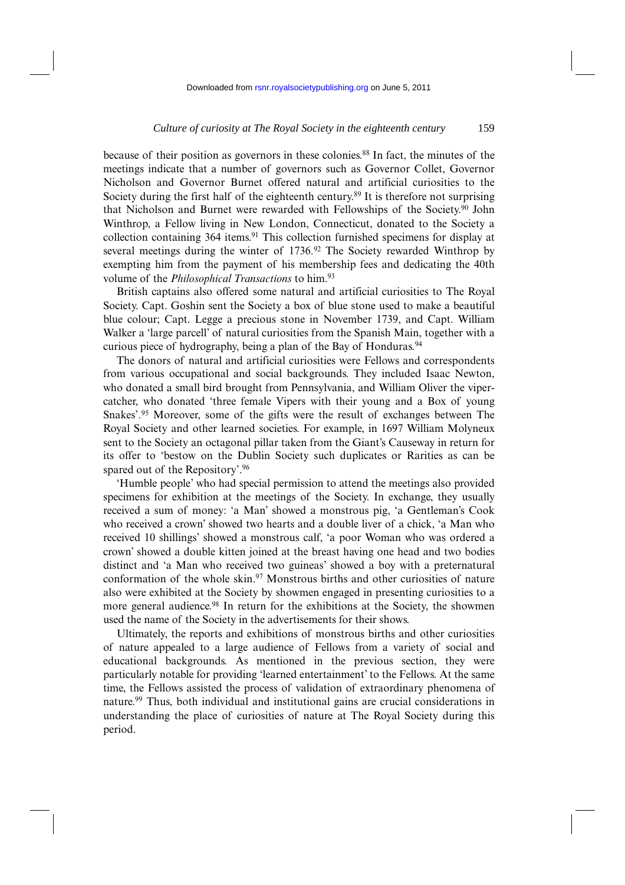because of their position as governors in these colonies.[88] In fact, the minutes of the meetings indicate that a number of governors such as Governor Collet, Governor Nicholson and Governor Burnet offered natural and artificial curiosities to the Society during the first half of the eighteenth century.[89] It is therefore not surprising that Nicholson and Burnet were rewarded with Fellowships of the Society.[90] John Winthrop, a Fellow living in New London, Connecticut, donated to the Society a collection containing 364 items.[91] This collection furnished specimens for display at several meetings during the winter of 1736.[92] The Society rewarded Winthrop by exempting him from the payment of his membership fees and dedicating the 40th volume of the *Philosophical Transactions* to him.[93]

British captains also offered some natural and artificial curiosities to The Royal Society. Capt. Goshin sent the Society a box of blue stone used to make a beautiful blue colour; Capt. Legge a precious stone in November 1739, and Capt. William Walker a 'large parcell' of natural curiosities from the Spanish Main, together with a curious piece of hydrography, being a plan of the Bay of Honduras.[94]

The donors of natural and artificial curiosities were Fellows and correspondents from various occupational and social backgrounds. They included Isaac Newton, who donated a small bird brought from Pennsylvania, and William Oliver the viper-catcher, who donated 'three female Vipers with their young and a Box of young Snakes'.[95] Moreover, some of the gifts were the result of exchanges between The Royal Society and other learned societies. For example, in 1697 William Molyneux sent to the Society an octagonal pillar taken from the Giant's Causeway in return for its offer to 'bestow on the Dublin Society such duplicates or Rarities as can be spared out of the Repository'.[96]

'Humble people' who had special permission to attend the meetings also provided specimens for exhibition at the meetings of the Society. In exchange, they usually received a sum of money: 'a Man' showed a monstrous pig, 'a Gentleman's Cook who received a crown' showed two hearts and a double liver of a chick, 'a Man who received 10 shillings' showed a monstrous calf, 'a poor Woman who was ordered a crown' showed a double kitten joined at the breast having one head and two bodies distinct and 'a Man who received two guineas' showed a boy with a preternatural conformation of the whole skin.[97] Monstrous births and other curiosities of nature also were exhibited at the Society by showmen engaged in presenting curiosities to a more general audience.[98] In return for the exhibitions at the Society, the showmen used the name of the Society in the advertisements for their shows.

Ultimately, the reports and exhibitions of monstrous births and other curiosities of nature appealed to a large audience of Fellows from a variety of social and educational backgrounds. As mentioned in the previous section, they were particularly notable for providing 'learned entertainment' to the Fellows. At the same time, the Fellows assisted the process of validation of extraordinary phenomena of nature.[99] Thus, both individual and institutional gains are crucial considerations in understanding the place of curiosities of nature at The Royal Society during this period.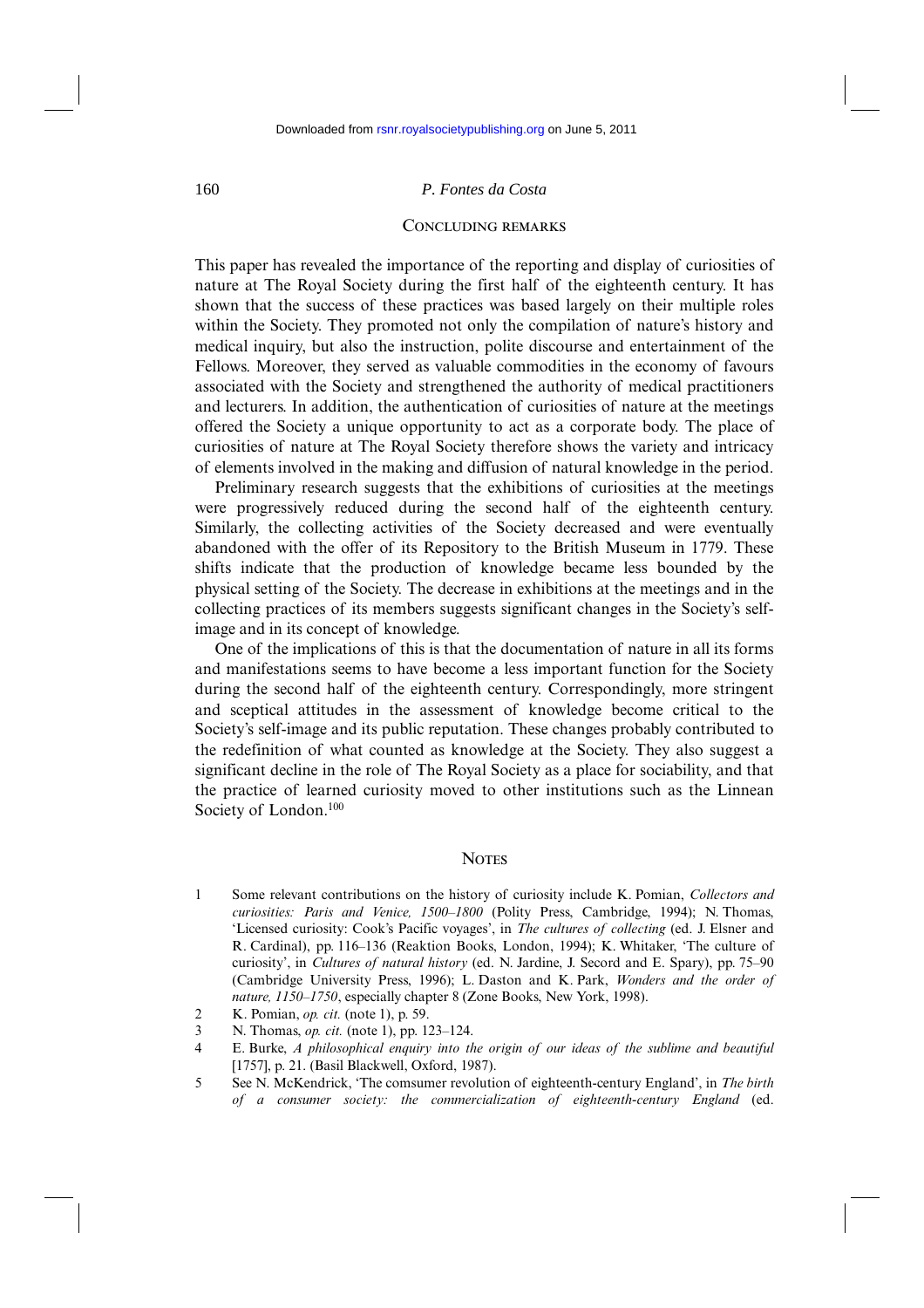## Concluding remarks

This paper has revealed the importance of the reporting and display of curiosities of nature at The Royal Society during the first half of the eighteenth century. It has shown that the success of these practices was based largely on their multiple roles within the Society. They promoted not only the compilation of nature's history and medical inquiry, but also the instruction, polite discourse and entertainment of the Fellows. Moreover, they served as valuable commodities in the economy of favours associated with the Society and strengthened the authority of medical practitioners and lecturers. In addition, the authentication of curiosities of nature at the meetings offered the Society a unique opportunity to act as a corporate body. The place of curiosities of nature at The Royal Society therefore shows the variety and intricacy of elements involved in the making and diffusion of natural knowledge in the period.

Preliminary research suggests that the exhibitions of curiosities at the meetings were progressively reduced during the second half of the eighteenth century. Similarly, the collecting activities of the Society decreased and were eventually abandoned with the offer of its Repository to the British Museum in 1779. These shifts indicate that the production of knowledge became less bounded by the physical setting of the Society. The decrease in exhibitions at the meetings and in the collecting practices of its members suggests significant changes in the Society's self-image and in its concept of knowledge.

One of the implications of this is that the documentation of nature in all its forms and manifestations seems to have become a less important function for the Society during the second half of the eighteenth century. Correspondingly, more stringent and sceptical attitudes in the assessment of knowledge become critical to the Society's self-image and its public reputation. These changes probably contributed to the redefinition of what counted as knowledge at the Society. They also suggest a significant decline in the role of The Royal Society as a place for sociability, and that the practice of learned curiosity moved to other institutions such as the Linnean Society of London.[100]

## Notes

1. Some relevant contributions on the history of curiosity include K. Pomian, *Collectors and curiosities: Paris and Venice, 1500–1800* (Polity Press, Cambridge, 1994); N. Thomas, 'Licensed curiosity: Cook's Pacific voyages', in *The cultures of collecting* (ed. J. Elsner and R. Cardinal), pp. 116–136 (Reaktion Books, London, 1994); K. Whitaker, 'The culture of curiosity', in *Cultures of natural history* (ed. N. Jardine, J. Secord and E. Spary), pp. 75–90 (Cambridge University Press, 1996); L. Daston and K. Park, *Wonders and the order of nature, 1150–1750*, especially chapter 8 (Zone Books, New York, 1998).
2. K. Pomian, *op. cit.* (note 1), p. 59.
3. N. Thomas, *op. cit.* (note 1), pp. 123–124.
4. E. Burke, *A philosophical enquiry into the origin of our ideas of the sublime and beautiful* [1757], p. 21. (Basil Blackwell, Oxford, 1987).
5. See N. McKendrick, 'The comsumer revolution of eighteenth-century England', in *The birth of a consumer society: the commercialization of eighteenth-century England* (ed.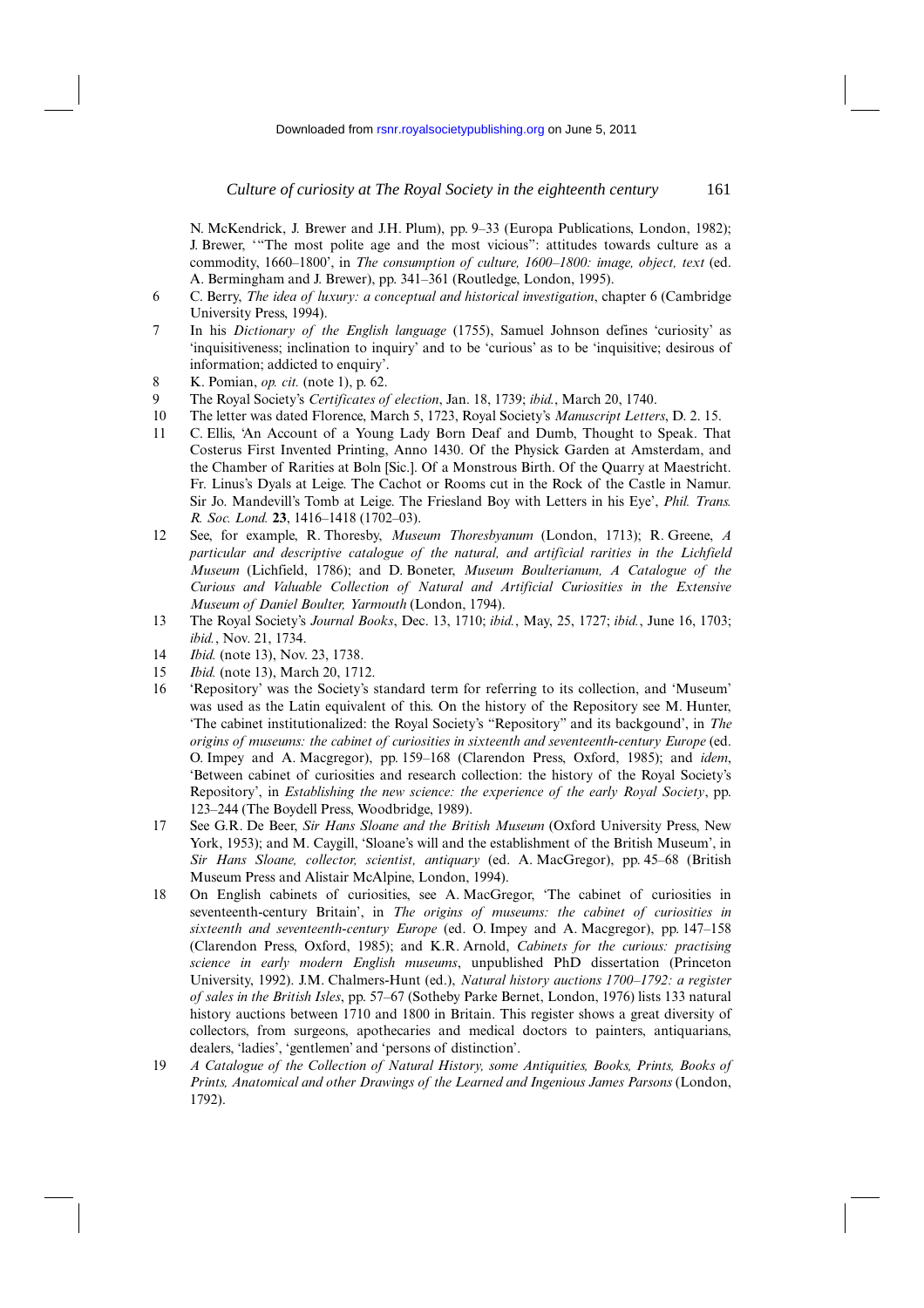N. McKendrick, J. Brewer and J.H. Plum), pp. 9–33 (Europa Publications, London, 1982); J. Brewer, '"The most polite age and the most vicious": attitudes towards culture as a commodity, 1660–1800', in *The consumption of culture, 1600–1800: image, object, text* (ed. A. Bermingham and J. Brewer), pp. 341–361 (Routledge, London, 1995).

6 C. Berry, *The idea of luxury: a conceptual and historical investigation*, chapter 6 (Cambridge University Press, 1994).

7 In his *Dictionary of the English language* (1755), Samuel Johnson defines 'curiosity' as 'inquisitiveness; inclination to inquiry' and to be 'curious' as to be 'inquisitive; desirous of information; addicted to enquiry'.

8 K. Pomian, *op. cit.* (note 1), p. 62.

9 The Royal Society's *Certificates of election*, Jan. 18, 1739; *ibid.*, March 20, 1740.

10 The letter was dated Florence, March 5, 1723, Royal Society's *Manuscript Letters*, D. 2. 15.

11 C. Ellis, 'An Account of a Young Lady Born Deaf and Dumb, Thought to Speak. That Costerus First Invented Printing, Anno 1430. Of the Physick Garden at Amsterdam, and the Chamber of Rarities at Boln [Sic.]. Of a Monstrous Birth. Of the Quarry at Maestricht. Fr. Linus's Dyals at Leige. The Cachot or Rooms cut in the Rock of the Castle in Namur. Sir Jo. Mandevill's Tomb at Leige. The Friesland Boy with Letters in his Eye', *Phil. Trans. R. Soc. Lond.* **23**, 1416–1418 (1702–03).

12 See, for example, R. Thoresby, *Museum Thoresbyanum* (London, 1713); R. Greene, *A particular and descriptive catalogue of the natural, and artificial rarities in the Lichfield Museum* (Lichfield, 1786); and D. Boneter, *Museum Boulterianum, A Catalogue of the Curious and Valuable Collection of Natural and Artificial Curiosities in the Extensive Museum of Daniel Boulter, Yarmouth* (London, 1794).

13 The Royal Society's *Journal Books*, Dec. 13, 1710; *ibid.*, May, 25, 1727; *ibid.*, June 16, 1703; *ibid.*, Nov. 21, 1734.

14 *Ibid.* (note 13), Nov. 23, 1738.

15 *Ibid.* (note 13), March 20, 1712.

16 'Repository' was the Society's standard term for referring to its collection, and 'Museum' was used as the Latin equivalent of this. On the history of the Repository see M. Hunter, 'The cabinet institutionalized: the Royal Society's "Repository" and its backgound', in *The origins of museums: the cabinet of curiosities in sixteenth and seventeenth-century Europe* (ed. O. Impey and A. Macgregor), pp. 159–168 (Clarendon Press, Oxford, 1985); and *idem*, 'Between cabinet of curiosities and research collection: the history of the Royal Society's Repository', in *Establishing the new science: the experience of the early Royal Society*, pp. 123–244 (The Boydell Press, Woodbridge, 1989).

17 See G.R. De Beer, *Sir Hans Sloane and the British Museum* (Oxford University Press, New York, 1953); and M. Caygill, 'Sloane's will and the establishment of the British Museum', in *Sir Hans Sloane, collector, scientist, antiquary* (ed. A. MacGregor), pp. 45–68 (British Museum Press and Alistair McAlpine, London, 1994).

18 On English cabinets of curiosities, see A. MacGregor, 'The cabinet of curiosities in seventeenth-century Britain', in *The origins of museums: the cabinet of curiosities in sixteenth and seventeenth-century Europe* (ed. O. Impey and A. Macgregor), pp. 147–158 (Clarendon Press, Oxford, 1985); and K.R. Arnold, *Cabinets for the curious: practising science in early modern English museums*, unpublished PhD dissertation (Princeton University, 1992). J.M. Chalmers-Hunt (ed.), *Natural history auctions 1700–1792: a register of sales in the British Isles*, pp. 57–67 (Sotheby Parke Bernet, London, 1976) lists 133 natural history auctions between 1710 and 1800 in Britain. This register shows a great diversity of collectors, from surgeons, apothecaries and medical doctors to painters, antiquarians, dealers, 'ladies', 'gentlemen' and 'persons of distinction'.

19 *A Catalogue of the Collection of Natural History, some Antiquities, Books, Prints, Books of Prints, Anatomical and other Drawings of the Learned and Ingenious James Parsons* (London, 1792).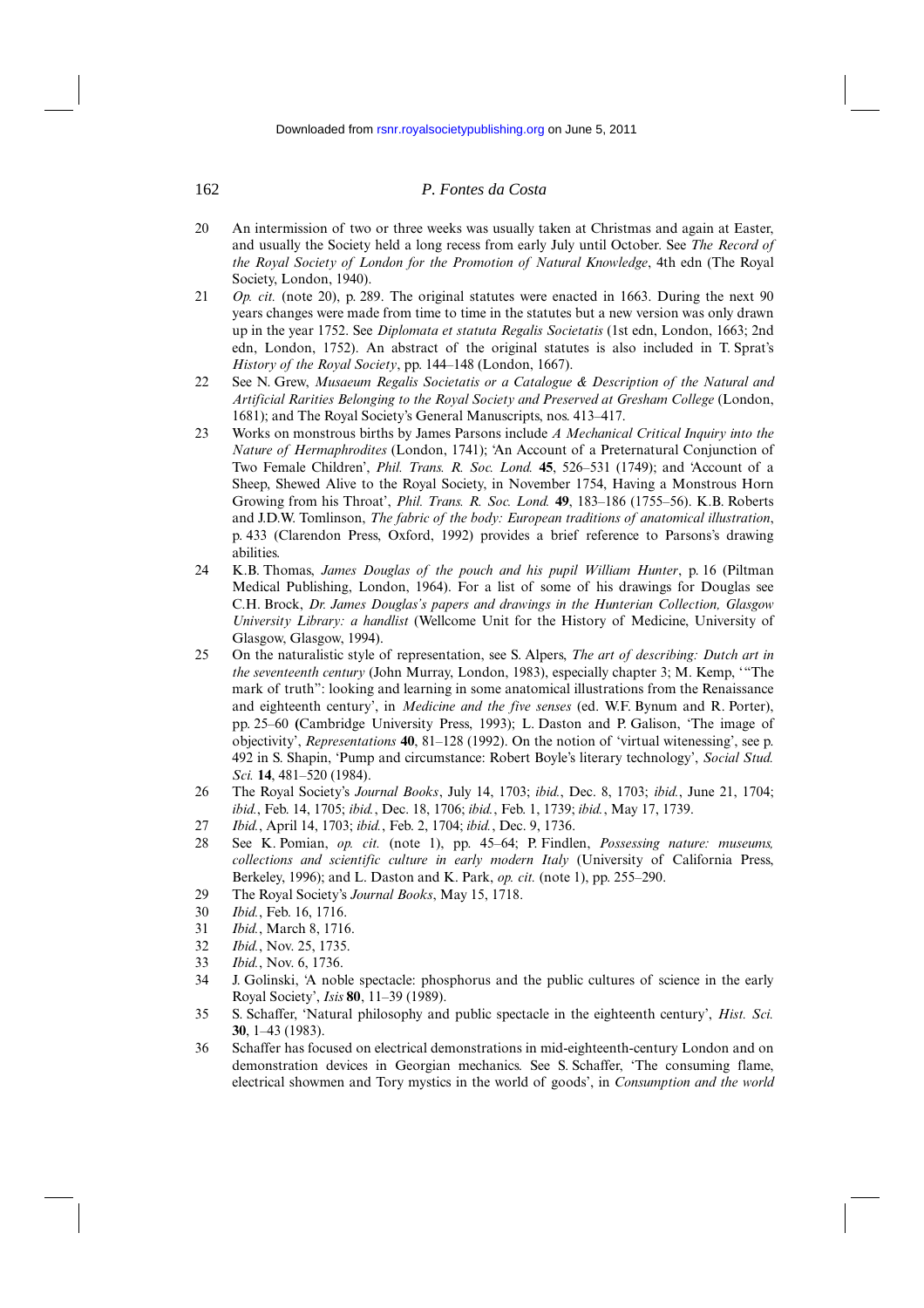20 An intermission of two or three weeks was usually taken at Christmas and again at Easter, and usually the Society held a long recess from early July until October. See *The Record of the Royal Society of London for the Promotion of Natural Knowledge*, 4th edn (The Royal Society, London, 1940).

21 *Op. cit.* (note 20), p. 289. The original statutes were enacted in 1663. During the next 90 years changes were made from time to time in the statutes but a new version was only drawn up in the year 1752. See *Diplomata et statuta Regalis Societatis* (1st edn, London, 1663; 2nd edn, London, 1752). An abstract of the original statutes is also included in T. Sprat's *History of the Royal Society*, pp. 144–148 (London, 1667).

22 See N. Grew, *Musaeum Regalis Societatis or a Catalogue & Description of the Natural and Artificial Rarities Belonging to the Royal Society and Preserved at Gresham College* (London, 1681); and The Royal Society's General Manuscripts, nos. 413–417.

23 Works on monstrous births by James Parsons include *A Mechanical Critical Inquiry into the Nature of Hermaphrodites* (London, 1741); 'An Account of a Preternatural Conjunction of Two Female Children', *Phil. Trans. R. Soc. Lond.* **45**, 526–531 (1749); and 'Account of a Sheep, Shewed Alive to the Royal Society, in November 1754, Having a Monstrous Horn Growing from his Throat', *Phil. Trans. R. Soc. Lond.* **49**, 183–186 (1755–56). K.B. Roberts and J.D.W. Tomlinson, *The fabric of the body: European traditions of anatomical illustration*, p. 433 (Clarendon Press, Oxford, 1992) provides a brief reference to Parsons's drawing abilities.

24 K.B. Thomas, *James Douglas of the pouch and his pupil William Hunter*, p. 16 (Piltman Medical Publishing, London, 1964). For a list of some of his drawings for Douglas see C.H. Brock, *Dr. James Douglas's papers and drawings in the Hunterian Collection, Glasgow University Library: a handlist* (Wellcome Unit for the History of Medicine, University of Glasgow, Glasgow, 1994).

25 On the naturalistic style of representation, see S. Alpers, *The art of describing: Dutch art in the seventeenth century* (John Murray, London, 1983), especially chapter 3; M. Kemp, '"The mark of truth": looking and learning in some anatomical illustrations from the Renaissance and eighteenth century', in *Medicine and the five senses* (ed. W.F. Bynum and R. Porter), pp. 25–60 (Cambridge University Press, 1993); L. Daston and P. Galison, 'The image of objectivity', *Representations* **40**, 81–128 (1992). On the notion of 'virtual witenessing', see p. 492 in S. Shapin, 'Pump and circumstance: Robert Boyle's literary technology', *Social Stud. Sci.* **14**, 481–520 (1984).

26 The Royal Society's *Journal Books*, July 14, 1703; *ibid.*, Dec. 8, 1703; *ibid.*, June 21, 1704; *ibid.*, Feb. 14, 1705; *ibid.*, Dec. 18, 1706; *ibid.*, Feb. 1, 1739; *ibid.*, May 17, 1739.

27 *Ibid.*, April 14, 1703; *ibid.*, Feb. 2, 1704; *ibid.*, Dec. 9, 1736.

28 See K. Pomian, *op. cit.* (note 1), pp. 45–64; P. Findlen, *Possessing nature: museums, collections and scientific culture in early modern Italy* (University of California Press, Berkeley, 1996); and L. Daston and K. Park, *op. cit.* (note 1), pp. 255–290.

29 The Royal Society's *Journal Books*, May 15, 1718.

30 *Ibid.*, Feb. 16, 1716.

31 *Ibid.*, March 8, 1716.

32 *Ibid.*, Nov. 25, 1735.

33 *Ibid.*, Nov. 6, 1736.

34 J. Golinski, 'A noble spectacle: phosphorus and the public cultures of science in the early Royal Society', *Isis* **80**, 11–39 (1989).

35 S. Schaffer, 'Natural philosophy and public spectacle in the eighteenth century', *Hist. Sci.* **30**, 1–43 (1983).

36 Schaffer has focused on electrical demonstrations in mid-eighteenth-century London and on demonstration devices in Georgian mechanics. See S. Schaffer, 'The consuming flame, electrical showmen and Tory mystics in the world of goods', in *Consumption and the world*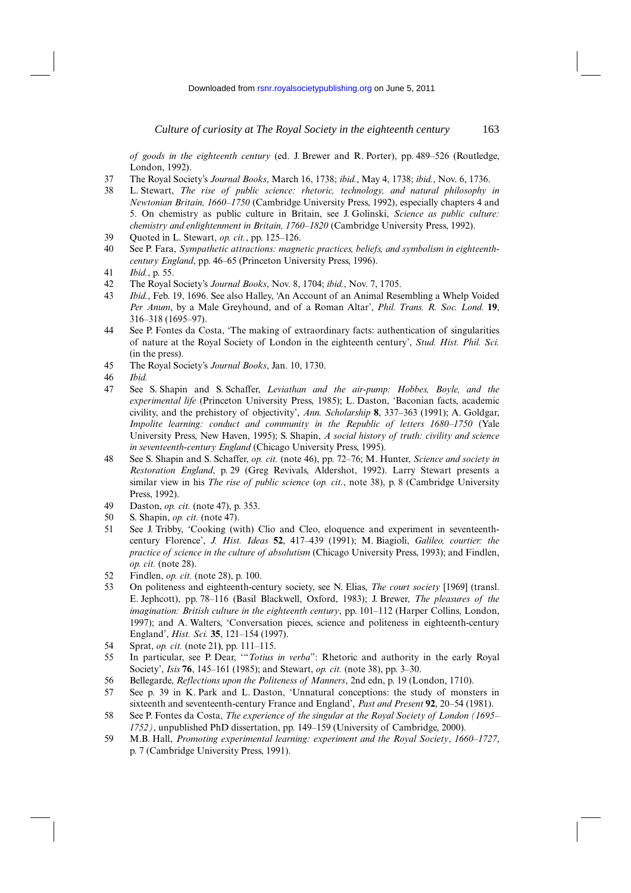*of goods in the eighteenth century* (ed. J. Brewer and R. Porter), pp. 489–526 (Routledge, London, 1992).

37 The Royal Society's *Journal Books*, March 16, 1738; *ibid.*, May 4, 1738; *ibid.*, Nov. 6, 1736.

38 L. Stewart, *The rise of public science: rhetoric, technology, and natural philosophy in Newtonian Britain, 1660–1750* (Cambridge University Press, 1992), especially chapters 4 and 5. On chemistry as public culture in Britain, see J. Golinski, *Science as public culture: chemistry and enlightenment in Britain, 1760–1820* (Cambridge University Press, 1992).

39 Quoted in L. Stewart, *op. cit.*, pp. 125–126.

40 See P. Fara, *Sympathetic attractions: magnetic practices, beliefs, and symbolism in eighteenth-century England*, pp. 46–65 (Princeton University Press, 1996).

41 *Ibid.*, p. 55.

42 The Royal Society's *Journal Books*, Nov. 8, 1704; *ibid.*, Nov. 7, 1705.

43 *Ibid.*, Feb. 19, 1696. See also Halley, 'An Account of an Animal Resembling a Whelp Voided *Per Anum*, by a Male Greyhound, and of a Roman Altar', *Phil. Trans. R. Soc. Lond.* **19**, 316–318 (1695–97).

44 See P. Fontes da Costa, 'The making of extraordinary facts: authentication of singularities of nature at the Royal Society of London in the eighteenth century', *Stud. Hist. Phil. Sci.* (in the press).

45 The Royal Society's *Journal Books*, Jan. 10, 1730.

46 *Ibid.*

47 See S. Shapin and S. Schaffer, *Leviathan and the air-pump: Hobbes, Boyle, and the experimental life* (Princeton University Press, 1985); L. Daston, 'Baconian facts, academic civility, and the prehistory of objectivity', *Ann. Scholarship* **8**, 337–363 (1991); A. Goldgar, *Impolite learning: conduct and community in the Republic of letters 1680–1750* (Yale University Press, New Haven, 1995); S. Shapin, *A social history of truth: civility and science in seventeenth-century England* (Chicago University Press, 1995).

48 See S. Shapin and S. Schaffer, *op. cit.* (note 46), pp. 72–76; M. Hunter, *Science and society in Restoration England*, p. 29 (Greg Revivals, Aldershot, 1992). Larry Stewart presents a similar view in his *The rise of public science* (*op. cit.*, note 38), p. 8 (Cambridge University Press, 1992).

49 Daston, *op. cit.* (note 47), p. 353.

50 S. Shapin, *op. cit.* (note 47).

51 See J. Tribby, 'Cooking (with) Clio and Cleo, eloquence and experiment in seventeenth-century Florence', *J. Hist. Ideas* **52**, 417–439 (1991); M. Biagioli, *Galileo, courtier: the practice of science in the culture of absolutism* (Chicago University Press, 1993); and Findlen, *op. cit.* (note 28).

52 Findlen, *op. cit.* (note 28), p. 100.

53 On politeness and eighteenth-century society, see N. Elias, *The court society* [1969] (transl. E. Jephcott), pp. 78–116 (Basil Blackwell, Oxford, 1983); J. Brewer, *The pleasures of the imagination: British culture in the eighteenth century*, pp. 101–112 (Harper Collins, London, 1997); and A. Walters, 'Conversation pieces, science and politeness in eighteenth-century England', *Hist. Sci.* **35**, 121–154 (1997).

54 Sprat, *op. cit.* (note 21), pp. 111–115.

55 In particular, see P. Dear, '"*Totius in verba*": Rhetoric and authority in the early Royal Society', *Isis* **76**, 145–161 (1985); and Stewart, *op. cit.* (note 38), pp. 3–30.

56 Bellegarde, *Reflections upon the Politeness of Manners*, 2nd edn, p. 19 (London, 1710).

57 See p. 39 in K. Park and L. Daston, 'Unnatural conceptions: the study of monsters in sixteenth and seventeenth-century France and England', *Past and Present* **92**, 20–54 (1981).

58 See P. Fontes da Costa, *The experience of the singular at the Royal Society of London (1695–1752)*, unpublished PhD dissertation, pp. 149–159 (University of Cambridge, 2000).

59 M.B. Hall, *Promoting experimental learning: experiment and the Royal Society*, *1660–1727*, p. 7 (Cambridge University Press, 1991).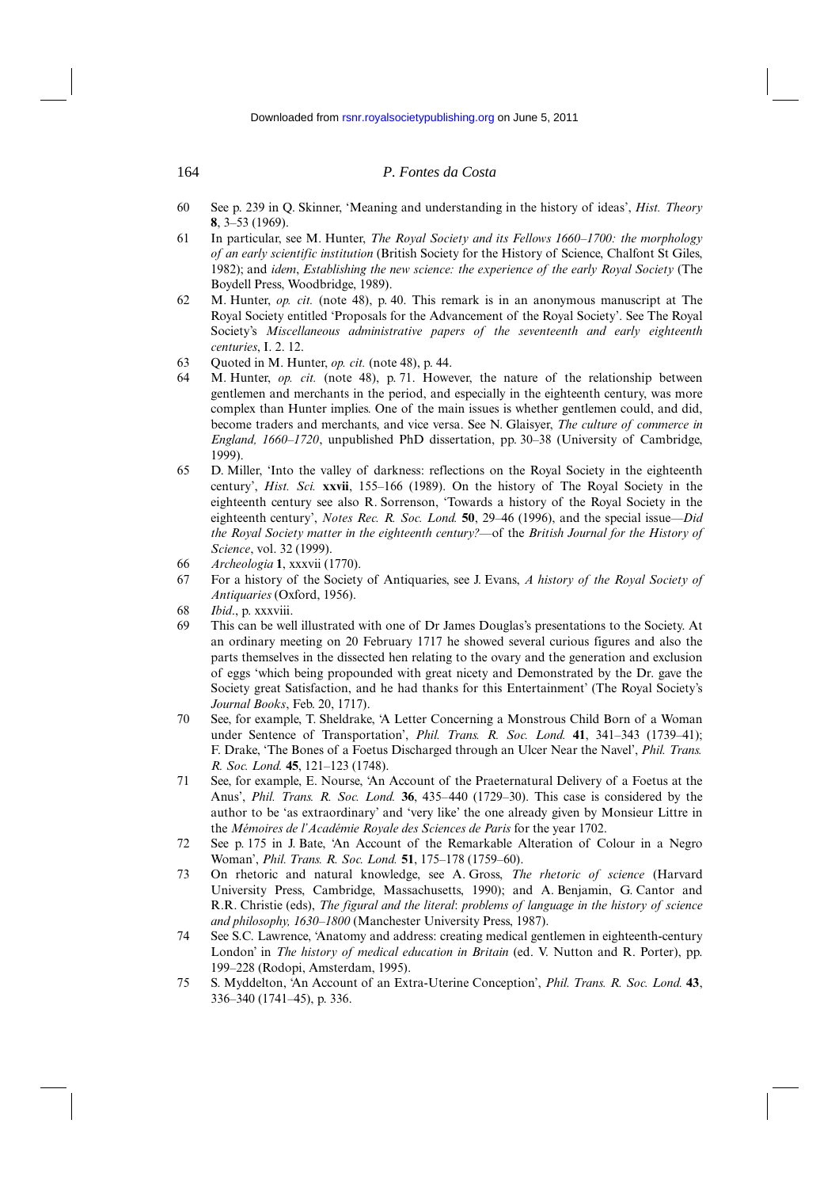60 See p. 239 in Q. Skinner, 'Meaning and understanding in the history of ideas', *Hist. Theory* **8**, 3–53 (1969).

61 In particular, see M. Hunter, *The Royal Society and its Fellows 1660–1700: the morphology of an early scientific institution* (British Society for the History of Science, Chalfont St Giles, 1982); and *idem*, *Establishing the new science: the experience of the early Royal Society* (The Boydell Press, Woodbridge, 1989).

62 M. Hunter, *op. cit.* (note 48), p. 40. This remark is in an anonymous manuscript at The Royal Society entitled 'Proposals for the Advancement of the Royal Society'. See The Royal Society's *Miscellaneous administrative papers of the seventeenth and early eighteenth centuries*, I. 2. 12.

63 Quoted in M. Hunter, *op. cit.* (note 48), p. 44.

64 M. Hunter, *op. cit.* (note 48), p. 71. However, the nature of the relationship between gentlemen and merchants in the period, and especially in the eighteenth century, was more complex than Hunter implies. One of the main issues is whether gentlemen could, and did, become traders and merchants, and vice versa. See N. Glaisyer, *The culture of commerce in England, 1660–1720*, unpublished PhD dissertation, pp. 30–38 (University of Cambridge, 1999).

65 D. Miller, 'Into the valley of darkness: reflections on the Royal Society in the eighteenth century', *Hist. Sci.* **xxvii**, 155–166 (1989). On the history of The Royal Society in the eighteenth century see also R. Sorrenson, 'Towards a history of the Royal Society in the eighteenth century', *Notes Rec. R. Soc. Lond.* **50**, 29–46 (1996), and the special issue—*Did the Royal Society matter in the eighteenth century?*—of the *British Journal for the History of Science*, vol. 32 (1999).

66 *Archeologia* **1**, xxxvii (1770).

67 For a history of the Society of Antiquaries, see J. Evans, *A history of the Royal Society of Antiquaries* (Oxford, 1956).

68 *Ibid*., p. xxxviii.

69 This can be well illustrated with one of Dr James Douglas's presentations to the Society. At an ordinary meeting on 20 February 1717 he showed several curious figures and also the parts themselves in the dissected hen relating to the ovary and the generation and exclusion of eggs 'which being propounded with great nicety and Demonstrated by the Dr. gave the Society great Satisfaction, and he had thanks for this Entertainment' (The Royal Society's *Journal Books*, Feb. 20, 1717).

70 See, for example, T. Sheldrake, 'A Letter Concerning a Monstrous Child Born of a Woman under Sentence of Transportation', *Phil. Trans. R. Soc. Lond.* **41**, 341–343 (1739–41); F. Drake, 'The Bones of a Foetus Discharged through an Ulcer Near the Navel', *Phil. Trans. R. Soc. Lond.* **45**, 121–123 (1748).

71 See, for example, E. Nourse, 'An Account of the Praeternatural Delivery of a Foetus at the Anus', *Phil. Trans. R. Soc. Lond.* **36**, 435–440 (1729–30). This case is considered by the author to be 'as extraordinary' and 'very like' the one already given by Monsieur Littre in the *Mémoires de l'Académie Royale des Sciences de Paris* for the year 1702.

72 See p. 175 in J. Bate, 'An Account of the Remarkable Alteration of Colour in a Negro Woman', *Phil. Trans. R. Soc. Lond.* **51**, 175–178 (1759–60).

73 On rhetoric and natural knowledge, see A. Gross, *The rhetoric of science* (Harvard University Press, Cambridge, Massachusetts, 1990); and A. Benjamin, G. Cantor and R.R. Christie (eds), *The figural and the literal*: *problems of language in the history of science and philosophy, 1630–1800* (Manchester University Press, 1987).

74 See S.C. Lawrence, 'Anatomy and address: creating medical gentlemen in eighteenth-century London' in *The history of medical education in Britain* (ed. V. Nutton and R. Porter), pp. 199–228 (Rodopi, Amsterdam, 1995).

75 S. Myddelton, 'An Account of an Extra-Uterine Conception', *Phil. Trans. R. Soc. Lond.* **43**, 336–340 (1741–45), p. 336.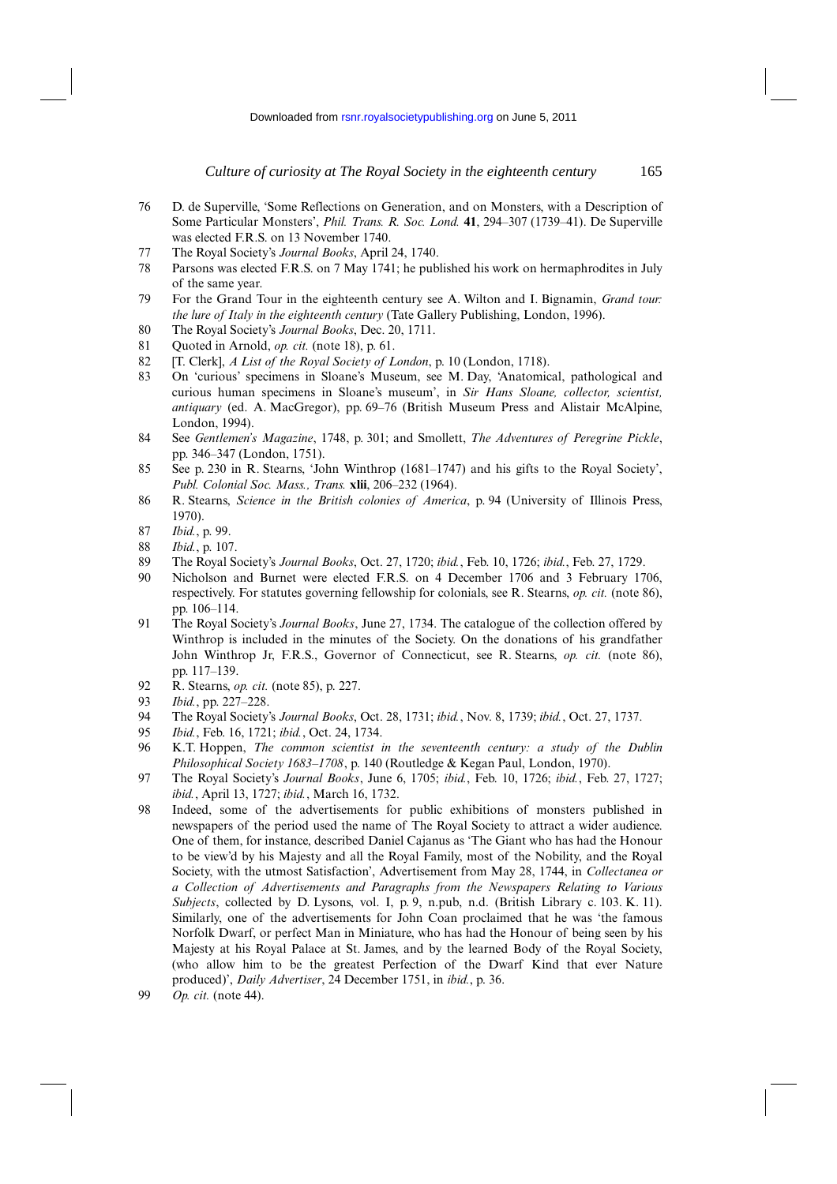76 D. de Superville, 'Some Reflections on Generation, and on Monsters, with a Description of Some Particular Monsters', *Phil. Trans. R. Soc. Lond.* **41**, 294–307 (1739–41). De Superville was elected F.R.S. on 13 November 1740.

77 The Royal Society's *Journal Books*, April 24, 1740.

78 Parsons was elected F.R.S. on 7 May 1741; he published his work on hermaphrodites in July of the same year.

79 For the Grand Tour in the eighteenth century see A. Wilton and I. Bignamin, *Grand tour: the lure of Italy in the eighteenth century* (Tate Gallery Publishing, London, 1996).

80 The Royal Society's *Journal Books*, Dec. 20, 1711.

81 Quoted in Arnold, *op. cit.* (note 18), p. 61.

82 [T. Clerk], *A List of the Royal Society of London*, p. 10 (London, 1718).

83 On 'curious' specimens in Sloane's Museum, see M. Day, 'Anatomical, pathological and curious human specimens in Sloane's museum', in *Sir Hans Sloane, collector, scientist, antiquary* (ed. A. MacGregor), pp. 69–76 (British Museum Press and Alistair McAlpine, London, 1994).

84 See *Gentlemen's Magazine*, 1748, p. 301; and Smollett, *The Adventures of Peregrine Pickle*, pp. 346–347 (London, 1751).

85 See p. 230 in R. Stearns, 'John Winthrop (1681–1747) and his gifts to the Royal Society', *Publ. Colonial Soc. Mass., Trans.* **xlii**, 206–232 (1964).

86 R. Stearns, *Science in the British colonies of America*, p. 94 (University of Illinois Press, 1970).

87 *Ibid.*, p. 99.

88 *Ibid.*, p. 107.

89 The Royal Society's *Journal Books*, Oct. 27, 1720; *ibid.*, Feb. 10, 1726; *ibid.*, Feb. 27, 1729.

90 Nicholson and Burnet were elected F.R.S. on 4 December 1706 and 3 February 1706, respectively. For statutes governing fellowship for colonials, see R. Stearns, *op. cit.* (note 86), pp. 106–114.

91 The Royal Society's *Journal Books*, June 27, 1734. The catalogue of the collection offered by Winthrop is included in the minutes of the Society. On the donations of his grandfather John Winthrop Jr, F.R.S., Governor of Connecticut, see R. Stearns, *op. cit.* (note 86), pp. 117–139.

92 R. Stearns, *op. cit.* (note 85), p. 227.

93 *Ibid.*, pp. 227–228.

94 The Royal Society's *Journal Books*, Oct. 28, 1731; *ibid.*, Nov. 8, 1739; *ibid.*, Oct. 27, 1737.

95 *Ibid.*, Feb. 16, 1721; *ibid.*, Oct. 24, 1734.

96 K.T. Hoppen, *The common scientist in the seventeenth century: a study of the Dublin Philosophical Society 1683–1708*, p. 140 (Routledge & Kegan Paul, London, 1970).

97 The Royal Society's *Journal Books*, June 6, 1705; *ibid.*, Feb. 10, 1726; *ibid.*, Feb. 27, 1727; *ibid.*, April 13, 1727; *ibid.*, March 16, 1732.

98 Indeed, some of the advertisements for public exhibitions of monsters published in newspapers of the period used the name of The Royal Society to attract a wider audience. One of them, for instance, described Daniel Cajanus as 'The Giant who has had the Honour to be view'd by his Majesty and all the Royal Family, most of the Nobility, and the Royal Society, with the utmost Satisfaction', Advertisement from May 28, 1744, in *Collectanea or a Collection of Advertisements and Paragraphs from the Newspapers Relating to Various Subjects*, collected by D. Lysons, vol. I, p. 9, n.pub, n.d. (British Library c. 103. K. 11). Similarly, one of the advertisements for John Coan proclaimed that he was 'the famous Norfolk Dwarf, or perfect Man in Miniature, who has had the Honour of being seen by his Majesty at his Royal Palace at St. James, and by the learned Body of the Royal Society, (who allow him to be the greatest Perfection of the Dwarf Kind that ever Nature produced)', *Daily Advertiser*, 24 December 1751, in *ibid.*, p. 36.

99 *Op. cit.* (note 44).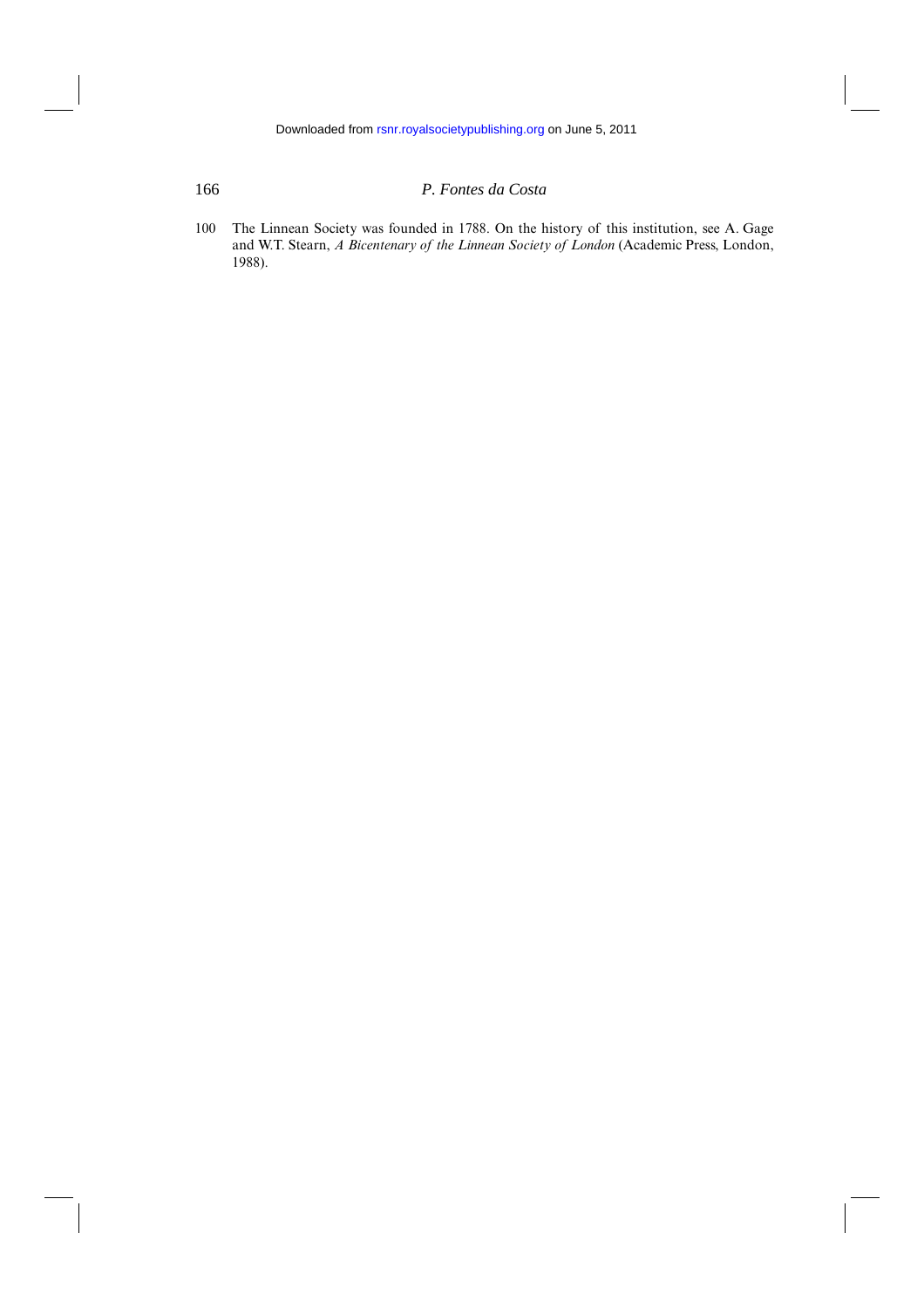100 The Linnean Society was founded in 1788. On the history of this institution, see A. Gage and W.T. Stearn, *A Bicentenary of the Linnean Society of London* (Academic Press, London, 1988).